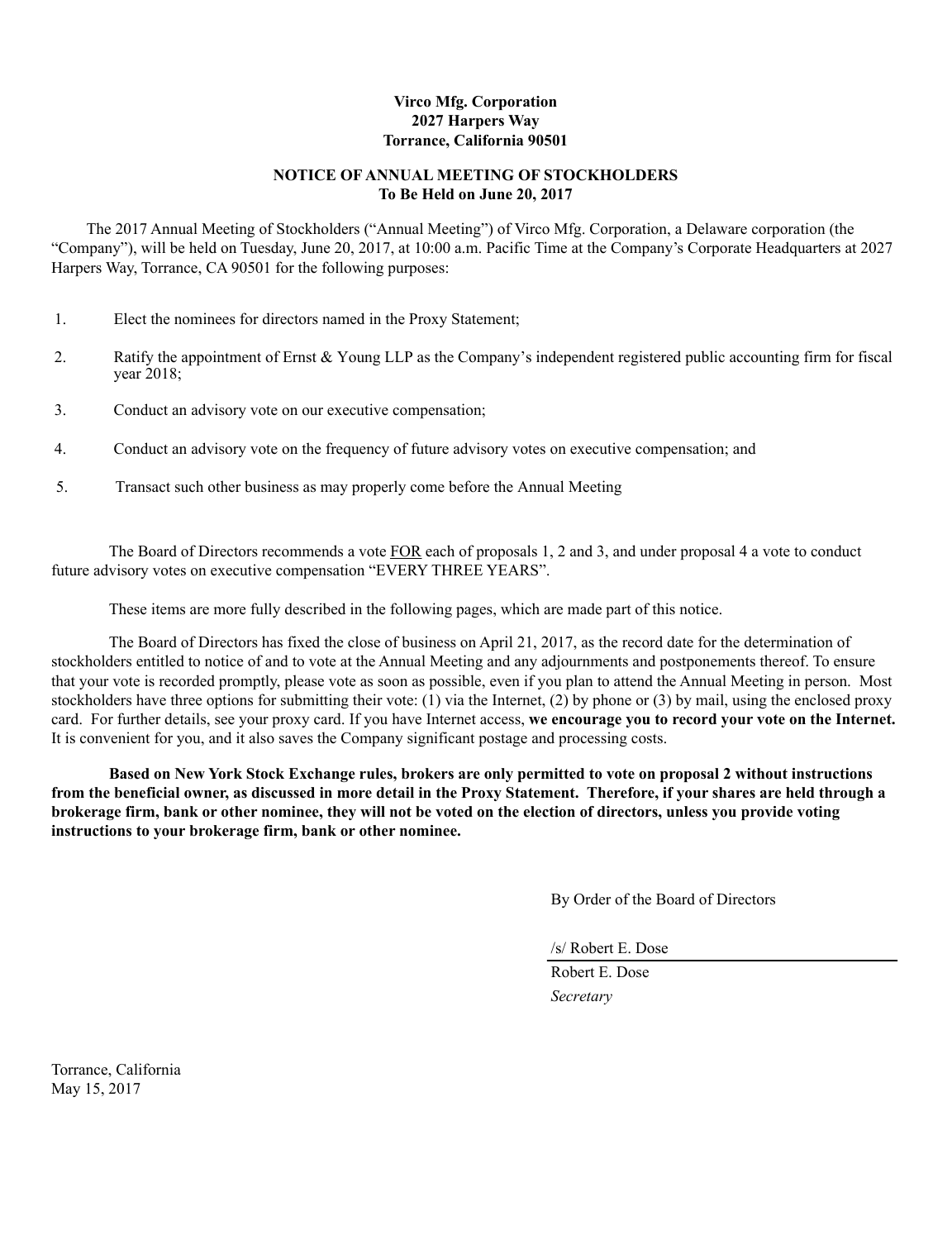**Virco Mfg. Corporation**
**2027 Harpers Way**
**Torrance, California 90501**

**NOTICE OF ANNUAL MEETING OF STOCKHOLDERS**
**To Be Held on June 20, 2017**

The 2017 Annual Meeting of Stockholders ("Annual Meeting") of Virco Mfg. Corporation, a Delaware corporation (the "Company"), will be held on Tuesday, June 20, 2017, at 10:00 a.m. Pacific Time at the Company's Corporate Headquarters at 2027 Harpers Way, Torrance, CA 90501 for the following purposes:

1. Elect the nominees for directors named in the Proxy Statement;
2. Ratify the appointment of Ernst & Young LLP as the Company's independent registered public accounting firm for fiscal year 2018;
3. Conduct an advisory vote on our executive compensation;
4. Conduct an advisory vote on the frequency of future advisory votes on executive compensation; and
5. Transact such other business as may properly come before the Annual Meeting

The Board of Directors recommends a vote FOR each of proposals 1, 2 and 3, and under proposal 4 a vote to conduct future advisory votes on executive compensation "EVERY THREE YEARS".

These items are more fully described in the following pages, which are made part of this notice.

The Board of Directors has fixed the close of business on April 21, 2017, as the record date for the determination of stockholders entitled to notice of and to vote at the Annual Meeting and any adjournments and postponements thereof. To ensure that your vote is recorded promptly, please vote as soon as possible, even if you plan to attend the Annual Meeting in person. Most stockholders have three options for submitting their vote: (1) via the Internet, (2) by phone or (3) by mail, using the enclosed proxy card. For further details, see your proxy card. If you have Internet access, **we encourage you to record your vote on the Internet.** It is convenient for you, and it also saves the Company significant postage and processing costs.

**Based on New York Stock Exchange rules, brokers are only permitted to vote on proposal 2 without instructions from the beneficial owner, as discussed in more detail in the Proxy Statement. Therefore, if your shares are held through a brokerage firm, bank or other nominee, they will not be voted on the election of directors, unless you provide voting instructions to your brokerage firm, bank or other nominee.**

By Order of the Board of Directors

/s/ Robert E. Dose

Robert E. Dose
*Secretary*

Torrance, California
May 15, 2017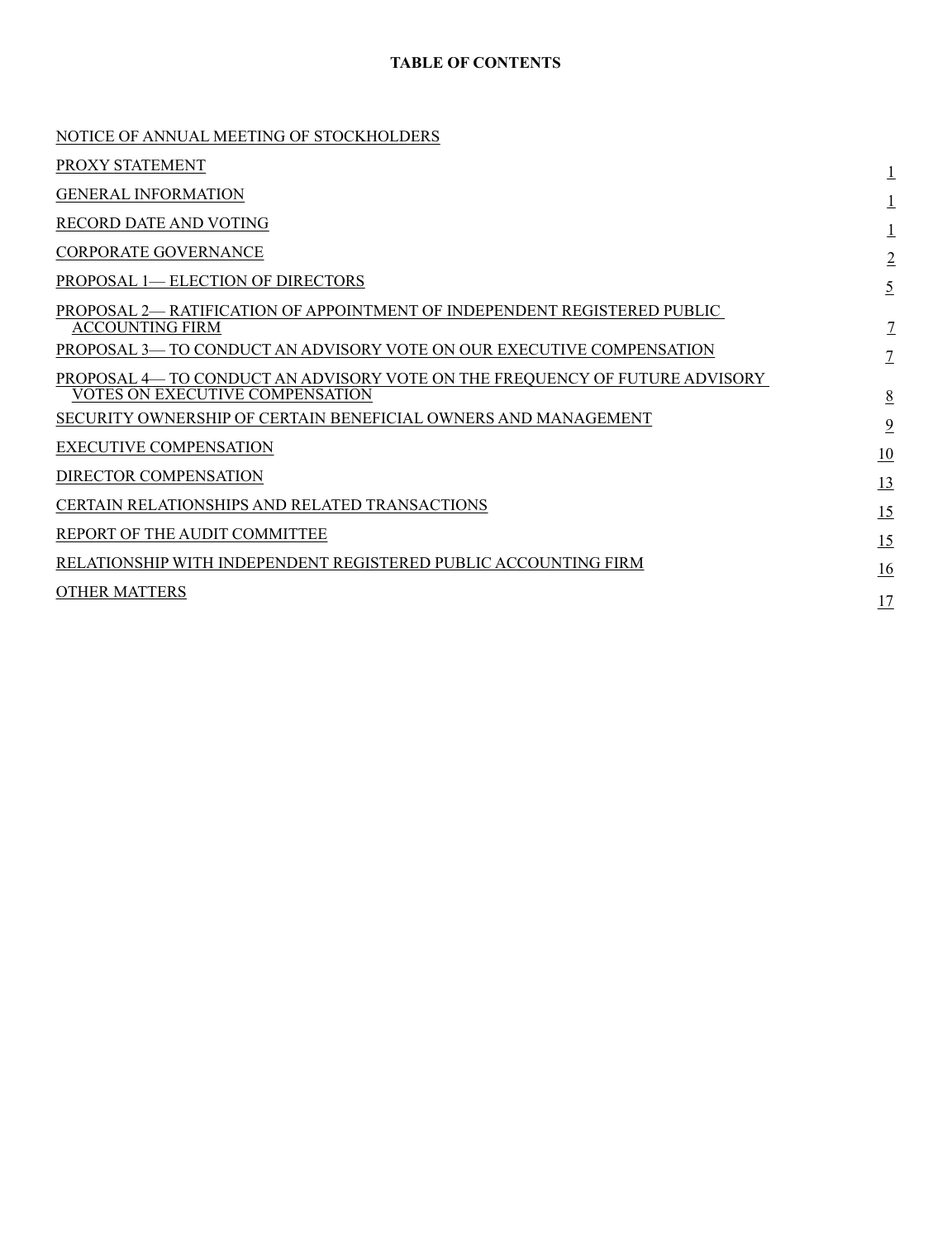**TABLE OF CONTENTS**

| | |
|---|---|
| NOTICE OF ANNUAL MEETING OF STOCKHOLDERS | |
| PROXY STATEMENT | 1 |
| GENERAL INFORMATION | 1 |
| RECORD DATE AND VOTING | 1 |
| CORPORATE GOVERNANCE | 2 |
| PROPOSAL 1— ELECTION OF DIRECTORS | 5 |
| PROPOSAL 2— RATIFICATION OF APPOINTMENT OF INDEPENDENT REGISTERED PUBLIC ACCOUNTING FIRM | 7 |
| PROPOSAL 3— TO CONDUCT AN ADVISORY VOTE ON OUR EXECUTIVE COMPENSATION | 7 |
| PROPOSAL 4— TO CONDUCT AN ADVISORY VOTE ON THE FREQUENCY OF FUTURE ADVISORY VOTES ON EXECUTIVE COMPENSATION | 8 |
| SECURITY OWNERSHIP OF CERTAIN BENEFICIAL OWNERS AND MANAGEMENT | 9 |
| EXECUTIVE COMPENSATION | 10 |
| DIRECTOR COMPENSATION | 13 |
| CERTAIN RELATIONSHIPS AND RELATED TRANSACTIONS | 15 |
| REPORT OF THE AUDIT COMMITTEE | 15 |
| RELATIONSHIP WITH INDEPENDENT REGISTERED PUBLIC ACCOUNTING FIRM | 16 |
| OTHER MATTERS | 17 |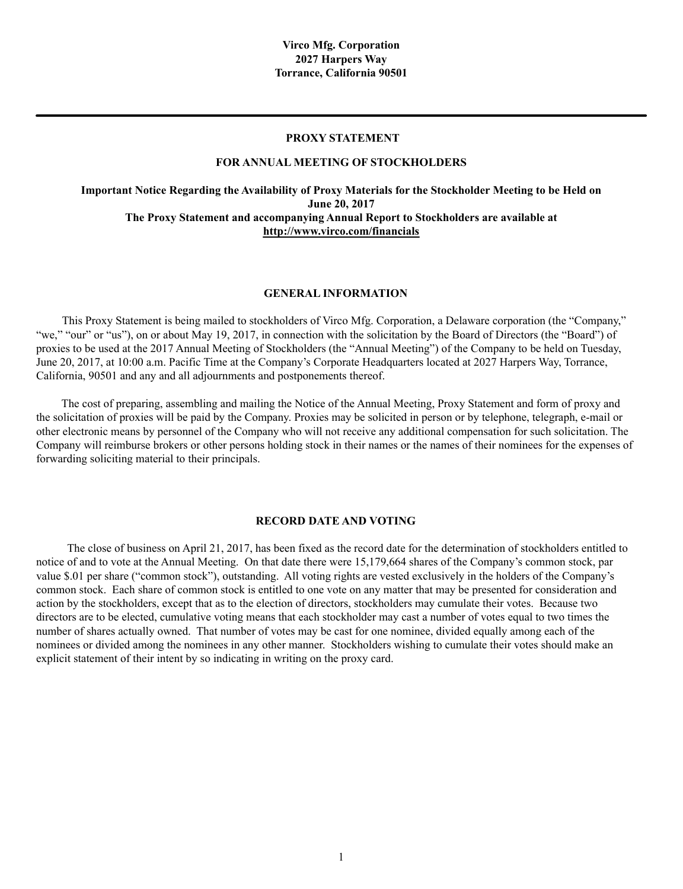**Virco Mfg. Corporation**
**2027 Harpers Way**
**Torrance, California 90501**

---

# PROXY STATEMENT

## FOR ANNUAL MEETING OF STOCKHOLDERS

**Important Notice Regarding the Availability of Proxy Materials for the Stockholder Meeting to be Held on June 20, 2017**
**The Proxy Statement and accompanying Annual Report to Stockholders are available at http://www.virco.com/financials**

## GENERAL INFORMATION

This Proxy Statement is being mailed to stockholders of Virco Mfg. Corporation, a Delaware corporation (the "Company," "we," "our" or "us"), on or about May 19, 2017, in connection with the solicitation by the Board of Directors (the "Board") of proxies to be used at the 2017 Annual Meeting of Stockholders (the "Annual Meeting") of the Company to be held on Tuesday, June 20, 2017, at 10:00 a.m. Pacific Time at the Company's Corporate Headquarters located at 2027 Harpers Way, Torrance, California, 90501 and any and all adjournments and postponements thereof.

The cost of preparing, assembling and mailing the Notice of the Annual Meeting, Proxy Statement and form of proxy and the solicitation of proxies will be paid by the Company. Proxies may be solicited in person or by telephone, telegraph, e-mail or other electronic means by personnel of the Company who will not receive any additional compensation for such solicitation. The Company will reimburse brokers or other persons holding stock in their names or the names of their nominees for the expenses of forwarding soliciting material to their principals.

## RECORD DATE AND VOTING

The close of business on April 21, 2017, has been fixed as the record date for the determination of stockholders entitled to notice of and to vote at the Annual Meeting. On that date there were 15,179,664 shares of the Company's common stock, par value $.01 per share ("common stock"), outstanding. All voting rights are vested exclusively in the holders of the Company's common stock. Each share of common stock is entitled to one vote on any matter that may be presented for consideration and action by the stockholders, except that as to the election of directors, stockholders may cumulate their votes. Because two directors are to be elected, cumulative voting means that each stockholder may cast a number of votes equal to two times the number of shares actually owned. That number of votes may be cast for one nominee, divided equally among each of the nominees or divided among the nominees in any other manner. Stockholders wishing to cumulate their votes should make an explicit statement of their intent by so indicating in writing on the proxy card.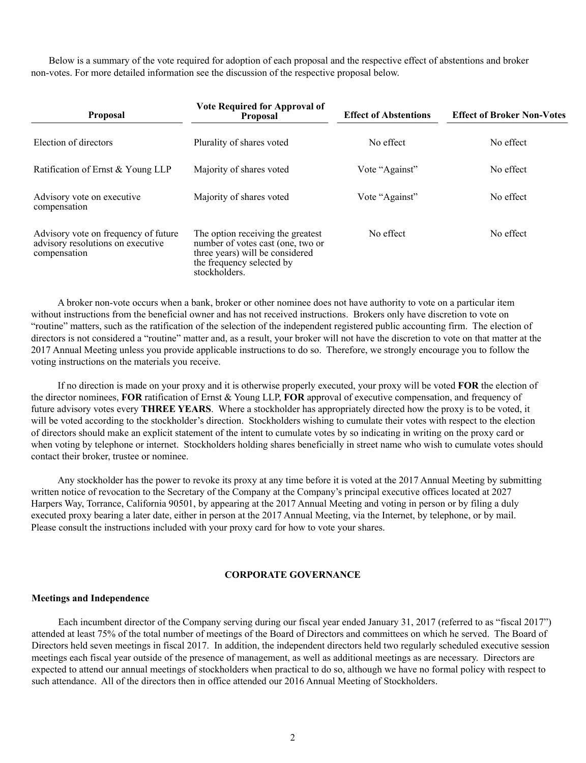Below is a summary of the vote required for adoption of each proposal and the respective effect of abstentions and broker non-votes. For more detailed information see the discussion of the respective proposal below.

| Proposal | Vote Required for Approval of Proposal | Effect of Abstentions | Effect of Broker Non-Votes |
|---|---|---|---|
| Election of directors | Plurality of shares voted | No effect | No effect |
| Ratification of Ernst & Young LLP | Majority of shares voted | Vote "Against" | No effect |
| Advisory vote on executive compensation | Majority of shares voted | Vote "Against" | No effect |
| Advisory vote on frequency of future advisory resolutions on executive compensation | The option receiving the greatest number of votes cast (one, two or three years) will be considered the frequency selected by stockholders. | No effect | No effect |

A broker non-vote occurs when a bank, broker or other nominee does not have authority to vote on a particular item without instructions from the beneficial owner and has not received instructions. Brokers only have discretion to vote on "routine" matters, such as the ratification of the selection of the independent registered public accounting firm. The election of directors is not considered a "routine" matter and, as a result, your broker will not have the discretion to vote on that matter at the 2017 Annual Meeting unless you provide applicable instructions to do so. Therefore, we strongly encourage you to follow the voting instructions on the materials you receive.

If no direction is made on your proxy and it is otherwise properly executed, your proxy will be voted **FOR** the election of the director nominees, **FOR** ratification of Ernst & Young LLP, **FOR** approval of executive compensation, and frequency of future advisory votes every **THREE YEARS**. Where a stockholder has appropriately directed how the proxy is to be voted, it will be voted according to the stockholder's direction. Stockholders wishing to cumulate their votes with respect to the election of directors should make an explicit statement of the intent to cumulate votes by so indicating in writing on the proxy card or when voting by telephone or internet. Stockholders holding shares beneficially in street name who wish to cumulate votes should contact their broker, trustee or nominee.

Any stockholder has the power to revoke its proxy at any time before it is voted at the 2017 Annual Meeting by submitting written notice of revocation to the Secretary of the Company at the Company's principal executive offices located at 2027 Harpers Way, Torrance, California 90501, by appearing at the 2017 Annual Meeting and voting in person or by filing a duly executed proxy bearing a later date, either in person at the 2017 Annual Meeting, via the Internet, by telephone, or by mail. Please consult the instructions included with your proxy card for how to vote your shares.

## CORPORATE GOVERNANCE

### Meetings and Independence

Each incumbent director of the Company serving during our fiscal year ended January 31, 2017 (referred to as "fiscal 2017") attended at least 75% of the total number of meetings of the Board of Directors and committees on which he served. The Board of Directors held seven meetings in fiscal 2017. In addition, the independent directors held two regularly scheduled executive session meetings each fiscal year outside of the presence of management, as well as additional meetings as are necessary. Directors are expected to attend our annual meetings of stockholders when practical to do so, although we have no formal policy with respect to such attendance. All of the directors then in office attended our 2016 Annual Meeting of Stockholders.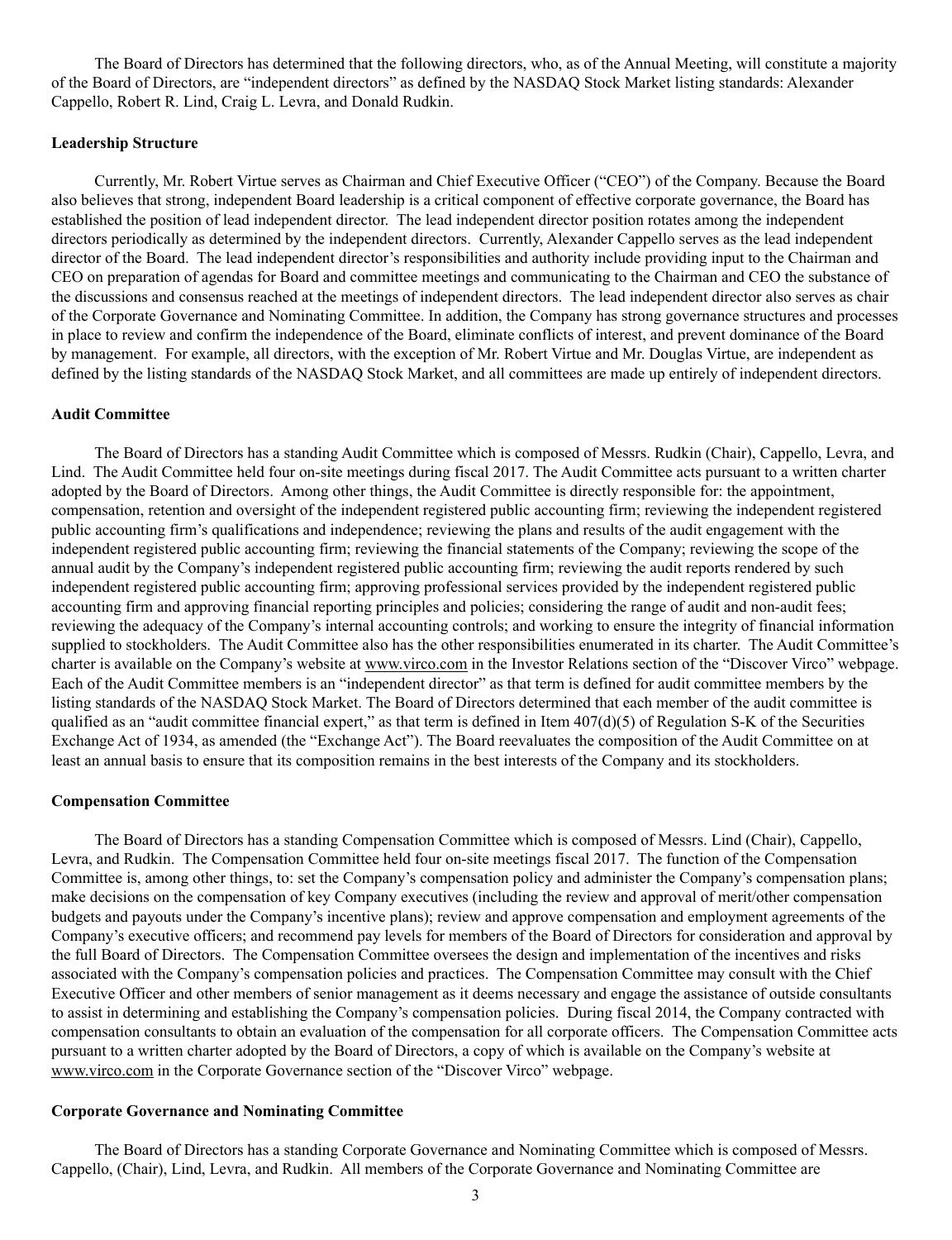The Board of Directors has determined that the following directors, who, as of the Annual Meeting, will constitute a majority of the Board of Directors, are "independent directors" as defined by the NASDAQ Stock Market listing standards: Alexander Cappello, Robert R. Lind, Craig L. Levra, and Donald Rudkin.

**Leadership Structure**

Currently, Mr. Robert Virtue serves as Chairman and Chief Executive Officer ("CEO") of the Company. Because the Board also believes that strong, independent Board leadership is a critical component of effective corporate governance, the Board has established the position of lead independent director. The lead independent director position rotates among the independent directors periodically as determined by the independent directors. Currently, Alexander Cappello serves as the lead independent director of the Board. The lead independent director's responsibilities and authority include providing input to the Chairman and CEO on preparation of agendas for Board and committee meetings and communicating to the Chairman and CEO the substance of the discussions and consensus reached at the meetings of independent directors. The lead independent director also serves as chair of the Corporate Governance and Nominating Committee. In addition, the Company has strong governance structures and processes in place to review and confirm the independence of the Board, eliminate conflicts of interest, and prevent dominance of the Board by management. For example, all directors, with the exception of Mr. Robert Virtue and Mr. Douglas Virtue, are independent as defined by the listing standards of the NASDAQ Stock Market, and all committees are made up entirely of independent directors.

**Audit Committee**

The Board of Directors has a standing Audit Committee which is composed of Messrs. Rudkin (Chair), Cappello, Levra, and Lind. The Audit Committee held four on-site meetings during fiscal 2017. The Audit Committee acts pursuant to a written charter adopted by the Board of Directors. Among other things, the Audit Committee is directly responsible for: the appointment, compensation, retention and oversight of the independent registered public accounting firm; reviewing the independent registered public accounting firm's qualifications and independence; reviewing the plans and results of the audit engagement with the independent registered public accounting firm; reviewing the financial statements of the Company; reviewing the scope of the annual audit by the Company's independent registered public accounting firm; reviewing the audit reports rendered by such independent registered public accounting firm; approving professional services provided by the independent registered public accounting firm and approving financial reporting principles and policies; considering the range of audit and non-audit fees; reviewing the adequacy of the Company's internal accounting controls; and working to ensure the integrity of financial information supplied to stockholders. The Audit Committee also has the other responsibilities enumerated in its charter. The Audit Committee's charter is available on the Company's website at www.virco.com in the Investor Relations section of the "Discover Virco" webpage. Each of the Audit Committee members is an "independent director" as that term is defined for audit committee members by the listing standards of the NASDAQ Stock Market. The Board of Directors determined that each member of the audit committee is qualified as an "audit committee financial expert," as that term is defined in Item 407(d)(5) of Regulation S-K of the Securities Exchange Act of 1934, as amended (the "Exchange Act"). The Board reevaluates the composition of the Audit Committee on at least an annual basis to ensure that its composition remains in the best interests of the Company and its stockholders.

**Compensation Committee**

The Board of Directors has a standing Compensation Committee which is composed of Messrs. Lind (Chair), Cappello, Levra, and Rudkin. The Compensation Committee held four on-site meetings fiscal 2017. The function of the Compensation Committee is, among other things, to: set the Company's compensation policy and administer the Company's compensation plans; make decisions on the compensation of key Company executives (including the review and approval of merit/other compensation budgets and payouts under the Company's incentive plans); review and approve compensation and employment agreements of the Company's executive officers; and recommend pay levels for members of the Board of Directors for consideration and approval by the full Board of Directors. The Compensation Committee oversees the design and implementation of the incentives and risks associated with the Company's compensation policies and practices. The Compensation Committee may consult with the Chief Executive Officer and other members of senior management as it deems necessary and engage the assistance of outside consultants to assist in determining and establishing the Company's compensation policies. During fiscal 2014, the Company contracted with compensation consultants to obtain an evaluation of the compensation for all corporate officers. The Compensation Committee acts pursuant to a written charter adopted by the Board of Directors, a copy of which is available on the Company's website at www.virco.com in the Corporate Governance section of the "Discover Virco" webpage.

**Corporate Governance and Nominating Committee**

The Board of Directors has a standing Corporate Governance and Nominating Committee which is composed of Messrs. Cappello, (Chair), Lind, Levra, and Rudkin. All members of the Corporate Governance and Nominating Committee are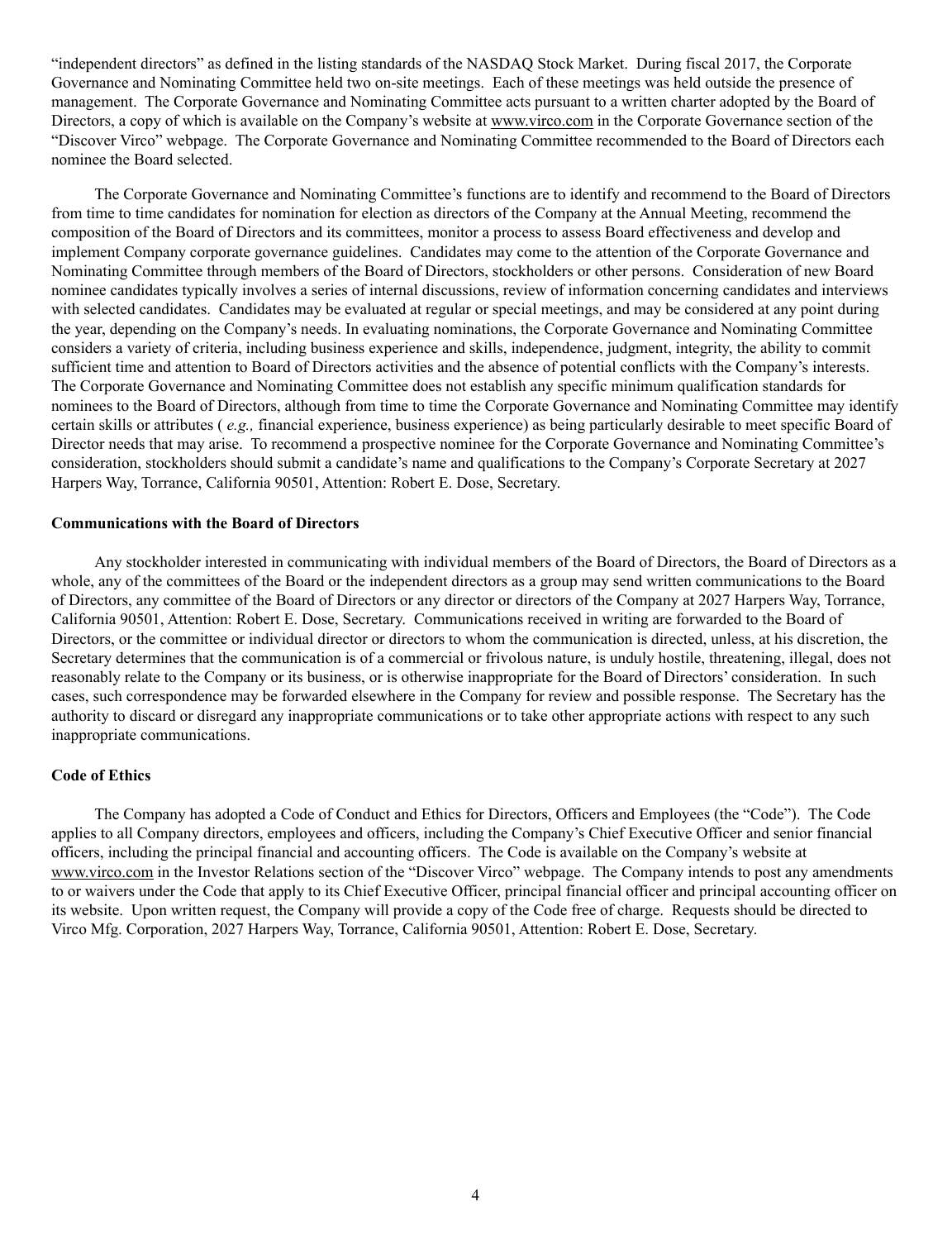"independent directors" as defined in the listing standards of the NASDAQ Stock Market. During fiscal 2017, the Corporate Governance and Nominating Committee held two on-site meetings. Each of these meetings was held outside the presence of management. The Corporate Governance and Nominating Committee acts pursuant to a written charter adopted by the Board of Directors, a copy of which is available on the Company's website at www.virco.com in the Corporate Governance section of the "Discover Virco" webpage. The Corporate Governance and Nominating Committee recommended to the Board of Directors each nominee the Board selected.

The Corporate Governance and Nominating Committee's functions are to identify and recommend to the Board of Directors from time to time candidates for nomination for election as directors of the Company at the Annual Meeting, recommend the composition of the Board of Directors and its committees, monitor a process to assess Board effectiveness and develop and implement Company corporate governance guidelines. Candidates may come to the attention of the Corporate Governance and Nominating Committee through members of the Board of Directors, stockholders or other persons. Consideration of new Board nominee candidates typically involves a series of internal discussions, review of information concerning candidates and interviews with selected candidates. Candidates may be evaluated at regular or special meetings, and may be considered at any point during the year, depending on the Company's needs. In evaluating nominations, the Corporate Governance and Nominating Committee considers a variety of criteria, including business experience and skills, independence, judgment, integrity, the ability to commit sufficient time and attention to Board of Directors activities and the absence of potential conflicts with the Company's interests. The Corporate Governance and Nominating Committee does not establish any specific minimum qualification standards for nominees to the Board of Directors, although from time to time the Corporate Governance and Nominating Committee may identify certain skills or attributes ( *e.g.,* financial experience, business experience) as being particularly desirable to meet specific Board of Director needs that may arise. To recommend a prospective nominee for the Corporate Governance and Nominating Committee's consideration, stockholders should submit a candidate's name and qualifications to the Company's Corporate Secretary at 2027 Harpers Way, Torrance, California 90501, Attention: Robert E. Dose, Secretary.

**Communications with the Board of Directors**

Any stockholder interested in communicating with individual members of the Board of Directors, the Board of Directors as a whole, any of the committees of the Board or the independent directors as a group may send written communications to the Board of Directors, any committee of the Board of Directors or any director or directors of the Company at 2027 Harpers Way, Torrance, California 90501, Attention: Robert E. Dose, Secretary. Communications received in writing are forwarded to the Board of Directors, or the committee or individual director or directors to whom the communication is directed, unless, at his discretion, the Secretary determines that the communication is of a commercial or frivolous nature, is unduly hostile, threatening, illegal, does not reasonably relate to the Company or its business, or is otherwise inappropriate for the Board of Directors' consideration. In such cases, such correspondence may be forwarded elsewhere in the Company for review and possible response. The Secretary has the authority to discard or disregard any inappropriate communications or to take other appropriate actions with respect to any such inappropriate communications.

**Code of Ethics**

The Company has adopted a Code of Conduct and Ethics for Directors, Officers and Employees (the "Code"). The Code applies to all Company directors, employees and officers, including the Company's Chief Executive Officer and senior financial officers, including the principal financial and accounting officers. The Code is available on the Company's website at www.virco.com in the Investor Relations section of the "Discover Virco" webpage. The Company intends to post any amendments to or waivers under the Code that apply to its Chief Executive Officer, principal financial officer and principal accounting officer on its website. Upon written request, the Company will provide a copy of the Code free of charge. Requests should be directed to Virco Mfg. Corporation, 2027 Harpers Way, Torrance, California 90501, Attention: Robert E. Dose, Secretary.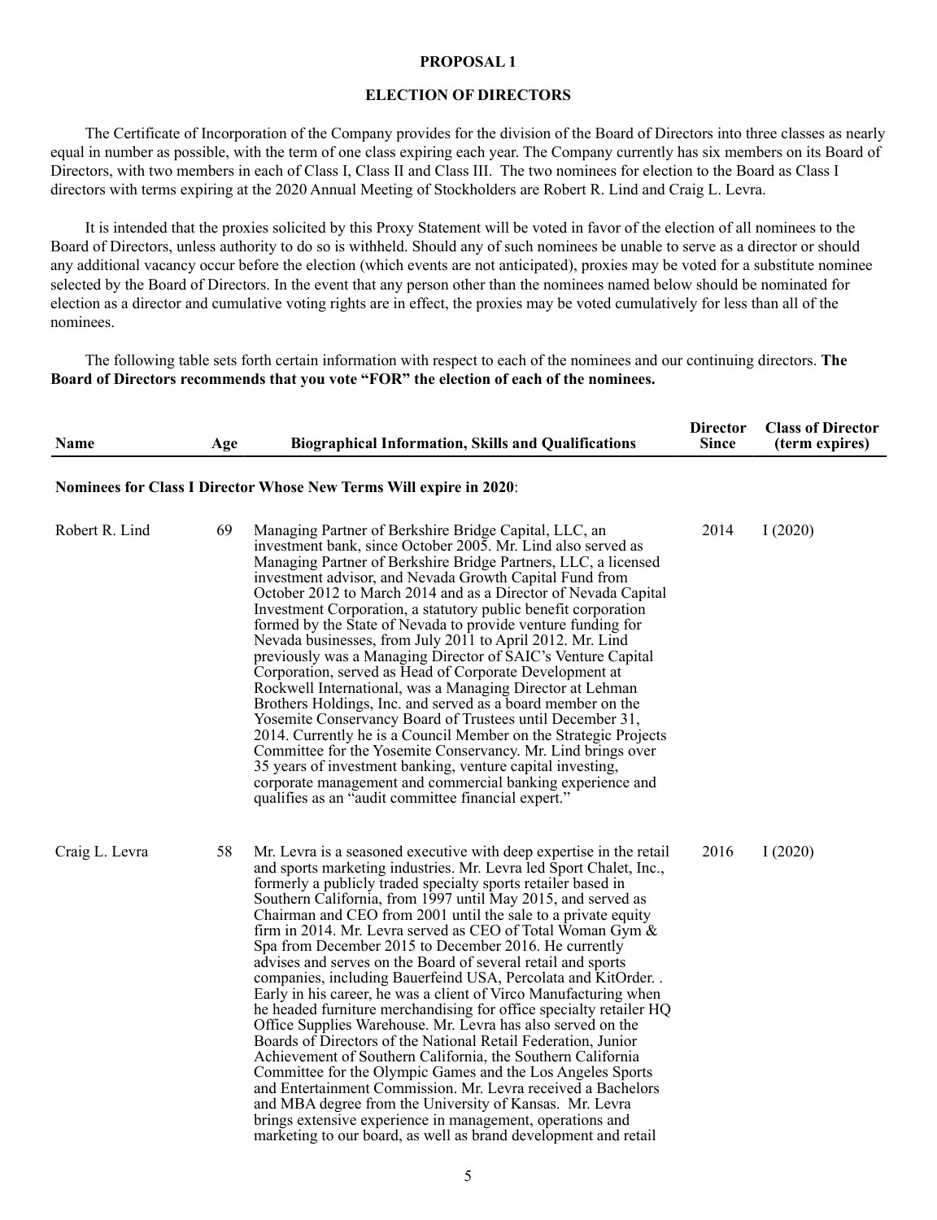## PROPOSAL 1

## ELECTION OF DIRECTORS

The Certificate of Incorporation of the Company provides for the division of the Board of Directors into three classes as nearly equal in number as possible, with the term of one class expiring each year. The Company currently has six members on its Board of Directors, with two members in each of Class I, Class II and Class III. The two nominees for election to the Board as Class I directors with terms expiring at the 2020 Annual Meeting of Stockholders are Robert R. Lind and Craig L. Levra.

It is intended that the proxies solicited by this Proxy Statement will be voted in favor of the election of all nominees to the Board of Directors, unless authority to do so is withheld. Should any of such nominees be unable to serve as a director or should any additional vacancy occur before the election (which events are not anticipated), proxies may be voted for a substitute nominee selected by the Board of Directors. In the event that any person other than the nominees named below should be nominated for election as a director and cumulative voting rights are in effect, the proxies may be voted cumulatively for less than all of the nominees.

The following table sets forth certain information with respect to each of the nominees and our continuing directors. **The Board of Directors recommends that you vote "FOR" the election of each of the nominees.**

| Name | Age | Biographical Information, Skills and Qualifications | Director Since | Class of Director (term expires) |
|---|---|---|---|---|
| **Nominees for Class I Director Whose New Terms Will expire in 2020**: | | | | |
| Robert R. Lind | 69 | Managing Partner of Berkshire Bridge Capital, LLC, an investment bank, since October 2005. Mr. Lind also served as Managing Partner of Berkshire Bridge Partners, LLC, a licensed investment advisor, and Nevada Growth Capital Fund from October 2012 to March 2014 and as a Director of Nevada Capital Investment Corporation, a statutory public benefit corporation formed by the State of Nevada to provide venture funding for Nevada businesses, from July 2011 to April 2012. Mr. Lind previously was a Managing Director of SAIC's Venture Capital Corporation, served as Head of Corporate Development at Rockwell International, was a Managing Director at Lehman Brothers Holdings, Inc. and served as a board member on the Yosemite Conservancy Board of Trustees until December 31, 2014. Currently he is a Council Member on the Strategic Projects Committee for the Yosemite Conservancy. Mr. Lind brings over 35 years of investment banking, venture capital investing, corporate management and commercial banking experience and qualifies as an "audit committee financial expert." | 2014 | I (2020) |
| Craig L. Levra | 58 | Mr. Levra is a seasoned executive with deep expertise in the retail and sports marketing industries. Mr. Levra led Sport Chalet, Inc., formerly a publicly traded specialty sports retailer based in Southern California, from 1997 until May 2015, and served as Chairman and CEO from 2001 until the sale to a private equity firm in 2014. Mr. Levra served as CEO of Total Woman Gym & Spa from December 2015 to December 2016. He currently advises and serves on the Board of several retail and sports companies, including Bauerfeind USA, Percolata and KitOrder. . Early in his career, he was a client of Virco Manufacturing when he headed furniture merchandising for office specialty retailer HQ Office Supplies Warehouse. Mr. Levra has also served on the Boards of Directors of the National Retail Federation, Junior Achievement of Southern California, the Southern California Committee for the Olympic Games and the Los Angeles Sports and Entertainment Commission. Mr. Levra received a Bachelors and MBA degree from the University of Kansas. Mr. Levra brings extensive experience in management, operations and marketing to our board, as well as brand development and retail | 2016 | I (2020) |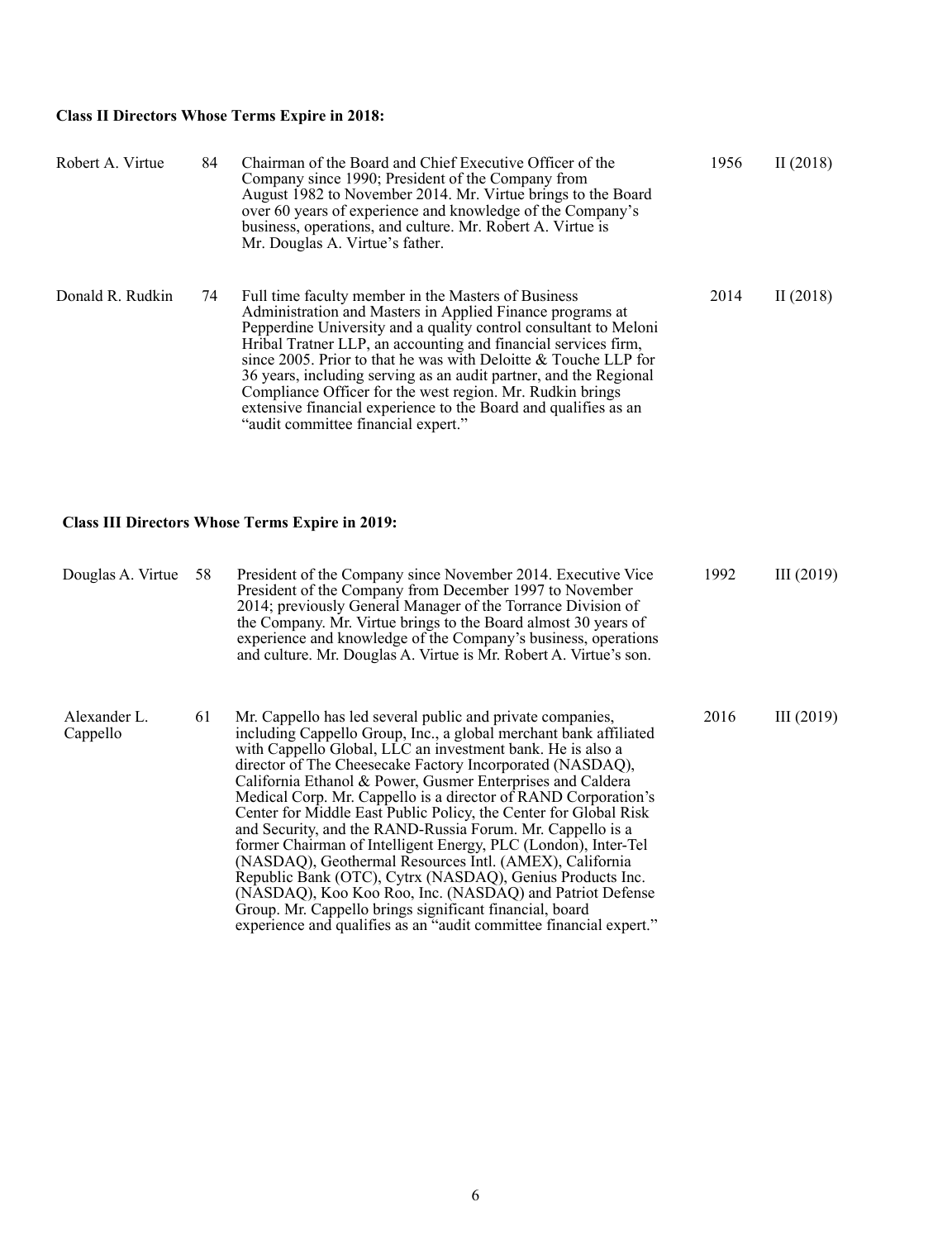**Class II Directors Whose Terms Expire in 2018:**

| | | | | |
|---|---|---|---|---|
| Robert A. Virtue | 84 | Chairman of the Board and Chief Executive Officer of the Company since 1990; President of the Company from August 1982 to November 2014. Mr. Virtue brings to the Board over 60 years of experience and knowledge of the Company's business, operations, and culture. Mr. Robert A. Virtue is Mr. Douglas A. Virtue's father. | 1956 | II (2018) |
| Donald R. Rudkin | 74 | Full time faculty member in the Masters of Business Administration and Masters in Applied Finance programs at Pepperdine University and a quality control consultant to Meloni Hribal Tratner LLP, an accounting and financial services firm, since 2005. Prior to that he was with Deloitte & Touche LLP for 36 years, including serving as an audit partner, and the Regional Compliance Officer for the west region. Mr. Rudkin brings extensive financial experience to the Board and qualifies as an "audit committee financial expert." | 2014 | II (2018) |

**Class III Directors Whose Terms Expire in 2019:**

| | | | | |
|---|---|---|---|---|
| Douglas A. Virtue | 58 | President of the Company since November 2014. Executive Vice President of the Company from December 1997 to November 2014; previously General Manager of the Torrance Division of the Company. Mr. Virtue brings to the Board almost 30 years of experience and knowledge of the Company's business, operations and culture. Mr. Douglas A. Virtue is Mr. Robert A. Virtue's son. | 1992 | III (2019) |
| Alexander L. Cappello | 61 | Mr. Cappello has led several public and private companies, including Cappello Group, Inc., a global merchant bank affiliated with Cappello Global, LLC an investment bank. He is also a director of The Cheesecake Factory Incorporated (NASDAQ), California Ethanol & Power, Gusmer Enterprises and Caldera Medical Corp. Mr. Cappello is a director of RAND Corporation's Center for Middle East Public Policy, the Center for Global Risk and Security, and the RAND-Russia Forum. Mr. Cappello is a former Chairman of Intelligent Energy, PLC (London), Inter-Tel (NASDAQ), Geothermal Resources Intl. (AMEX), California Republic Bank (OTC), Cytrx (NASDAQ), Genius Products Inc. (NASDAQ), Koo Koo Roo, Inc. (NASDAQ) and Patriot Defense Group. Mr. Cappello brings significant financial, board experience and qualifies as an "audit committee financial expert." | 2016 | III (2019) |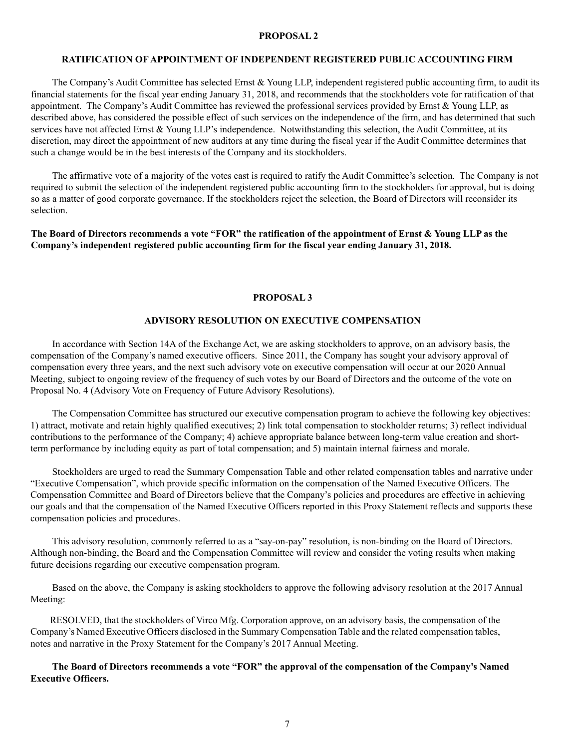## PROPOSAL 2

### RATIFICATION OF APPOINTMENT OF INDEPENDENT REGISTERED PUBLIC ACCOUNTING FIRM

The Company's Audit Committee has selected Ernst & Young LLP, independent registered public accounting firm, to audit its financial statements for the fiscal year ending January 31, 2018, and recommends that the stockholders vote for ratification of that appointment. The Company's Audit Committee has reviewed the professional services provided by Ernst & Young LLP, as described above, has considered the possible effect of such services on the independence of the firm, and has determined that such services have not affected Ernst & Young LLP's independence. Notwithstanding this selection, the Audit Committee, at its discretion, may direct the appointment of new auditors at any time during the fiscal year if the Audit Committee determines that such a change would be in the best interests of the Company and its stockholders.

The affirmative vote of a majority of the votes cast is required to ratify the Audit Committee's selection. The Company is not required to submit the selection of the independent registered public accounting firm to the stockholders for approval, but is doing so as a matter of good corporate governance. If the stockholders reject the selection, the Board of Directors will reconsider its selection.

**The Board of Directors recommends a vote "FOR" the ratification of the appointment of Ernst & Young LLP as the Company's independent registered public accounting firm for the fiscal year ending January 31, 2018.**

## PROPOSAL 3

### ADVISORY RESOLUTION ON EXECUTIVE COMPENSATION

In accordance with Section 14A of the Exchange Act, we are asking stockholders to approve, on an advisory basis, the compensation of the Company's named executive officers. Since 2011, the Company has sought your advisory approval of compensation every three years, and the next such advisory vote on executive compensation will occur at our 2020 Annual Meeting, subject to ongoing review of the frequency of such votes by our Board of Directors and the outcome of the vote on Proposal No. 4 (Advisory Vote on Frequency of Future Advisory Resolutions).

The Compensation Committee has structured our executive compensation program to achieve the following key objectives: 1) attract, motivate and retain highly qualified executives; 2) link total compensation to stockholder returns; 3) reflect individual contributions to the performance of the Company; 4) achieve appropriate balance between long-term value creation and short-term performance by including equity as part of total compensation; and 5) maintain internal fairness and morale.

Stockholders are urged to read the Summary Compensation Table and other related compensation tables and narrative under "Executive Compensation", which provide specific information on the compensation of the Named Executive Officers. The Compensation Committee and Board of Directors believe that the Company's policies and procedures are effective in achieving our goals and that the compensation of the Named Executive Officers reported in this Proxy Statement reflects and supports these compensation policies and procedures.

This advisory resolution, commonly referred to as a "say-on-pay" resolution, is non-binding on the Board of Directors. Although non-binding, the Board and the Compensation Committee will review and consider the voting results when making future decisions regarding our executive compensation program.

Based on the above, the Company is asking stockholders to approve the following advisory resolution at the 2017 Annual Meeting:

RESOLVED, that the stockholders of Virco Mfg. Corporation approve, on an advisory basis, the compensation of the Company's Named Executive Officers disclosed in the Summary Compensation Table and the related compensation tables, notes and narrative in the Proxy Statement for the Company's 2017 Annual Meeting.

**The Board of Directors recommends a vote "FOR" the approval of the compensation of the Company's Named Executive Officers.**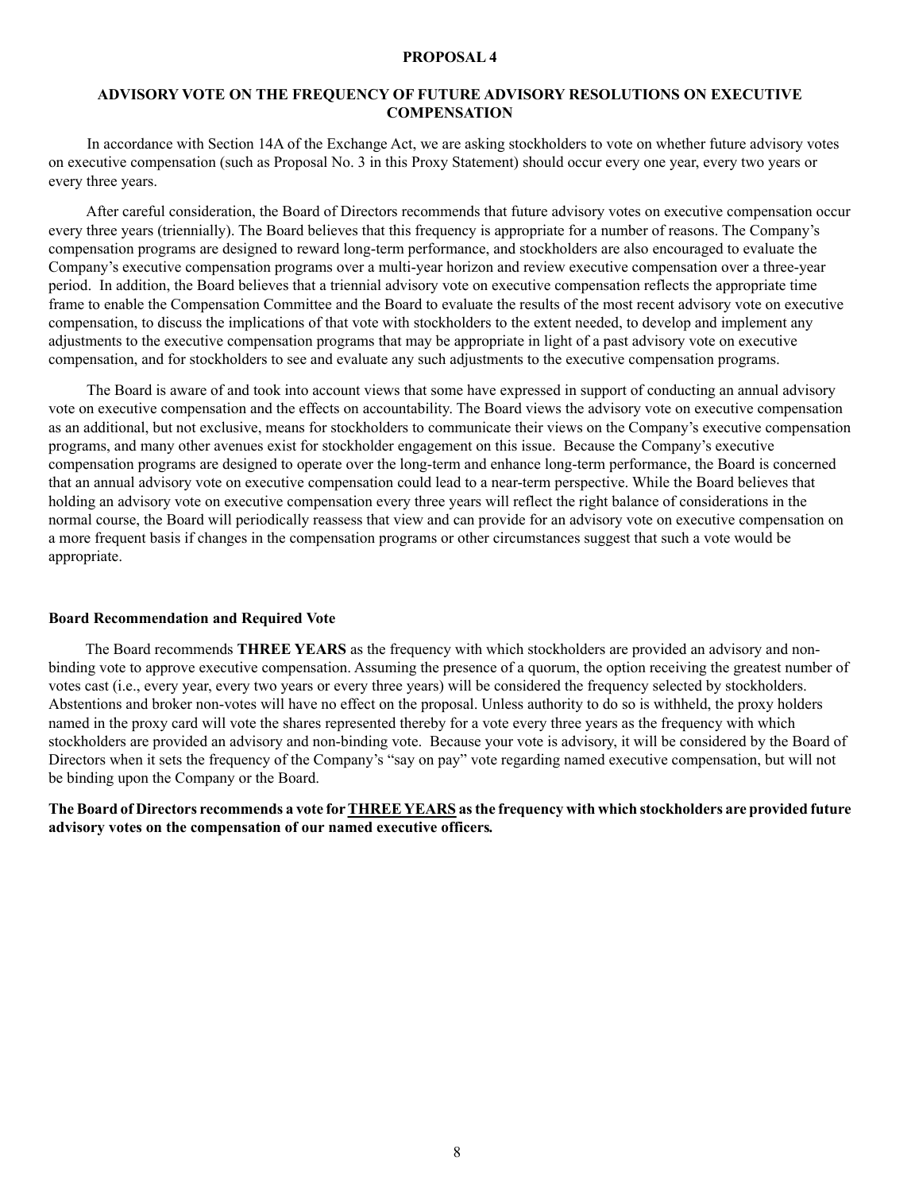# PROPOSAL 4

## ADVISORY VOTE ON THE FREQUENCY OF FUTURE ADVISORY RESOLUTIONS ON EXECUTIVE COMPENSATION

In accordance with Section 14A of the Exchange Act, we are asking stockholders to vote on whether future advisory votes on executive compensation (such as Proposal No. 3 in this Proxy Statement) should occur every one year, every two years or every three years.

After careful consideration, the Board of Directors recommends that future advisory votes on executive compensation occur every three years (triennially). The Board believes that this frequency is appropriate for a number of reasons. The Company's compensation programs are designed to reward long-term performance, and stockholders are also encouraged to evaluate the Company's executive compensation programs over a multi-year horizon and review executive compensation over a three-year period. In addition, the Board believes that a triennial advisory vote on executive compensation reflects the appropriate time frame to enable the Compensation Committee and the Board to evaluate the results of the most recent advisory vote on executive compensation, to discuss the implications of that vote with stockholders to the extent needed, to develop and implement any adjustments to the executive compensation programs that may be appropriate in light of a past advisory vote on executive compensation, and for stockholders to see and evaluate any such adjustments to the executive compensation programs.

The Board is aware of and took into account views that some have expressed in support of conducting an annual advisory vote on executive compensation and the effects on accountability. The Board views the advisory vote on executive compensation as an additional, but not exclusive, means for stockholders to communicate their views on the Company's executive compensation programs, and many other avenues exist for stockholder engagement on this issue. Because the Company's executive compensation programs are designed to operate over the long-term and enhance long-term performance, the Board is concerned that an annual advisory vote on executive compensation could lead to a near-term perspective. While the Board believes that holding an advisory vote on executive compensation every three years will reflect the right balance of considerations in the normal course, the Board will periodically reassess that view and can provide for an advisory vote on executive compensation on a more frequent basis if changes in the compensation programs or other circumstances suggest that such a vote would be appropriate.

### Board Recommendation and Required Vote

The Board recommends **THREE YEARS** as the frequency with which stockholders are provided an advisory and non-binding vote to approve executive compensation. Assuming the presence of a quorum, the option receiving the greatest number of votes cast (i.e., every year, every two years or every three years) will be considered the frequency selected by stockholders. Abstentions and broker non-votes will have no effect on the proposal. Unless authority to do so is withheld, the proxy holders named in the proxy card will vote the shares represented thereby for a vote every three years as the frequency with which stockholders are provided an advisory and non-binding vote. Because your vote is advisory, it will be considered by the Board of Directors when it sets the frequency of the Company's "say on pay" vote regarding named executive compensation, but will not be binding upon the Company or the Board.

**The Board of Directors recommends a vote for THREE YEARS as the frequency with which stockholders are provided future advisory votes on the compensation of our named executive officers.**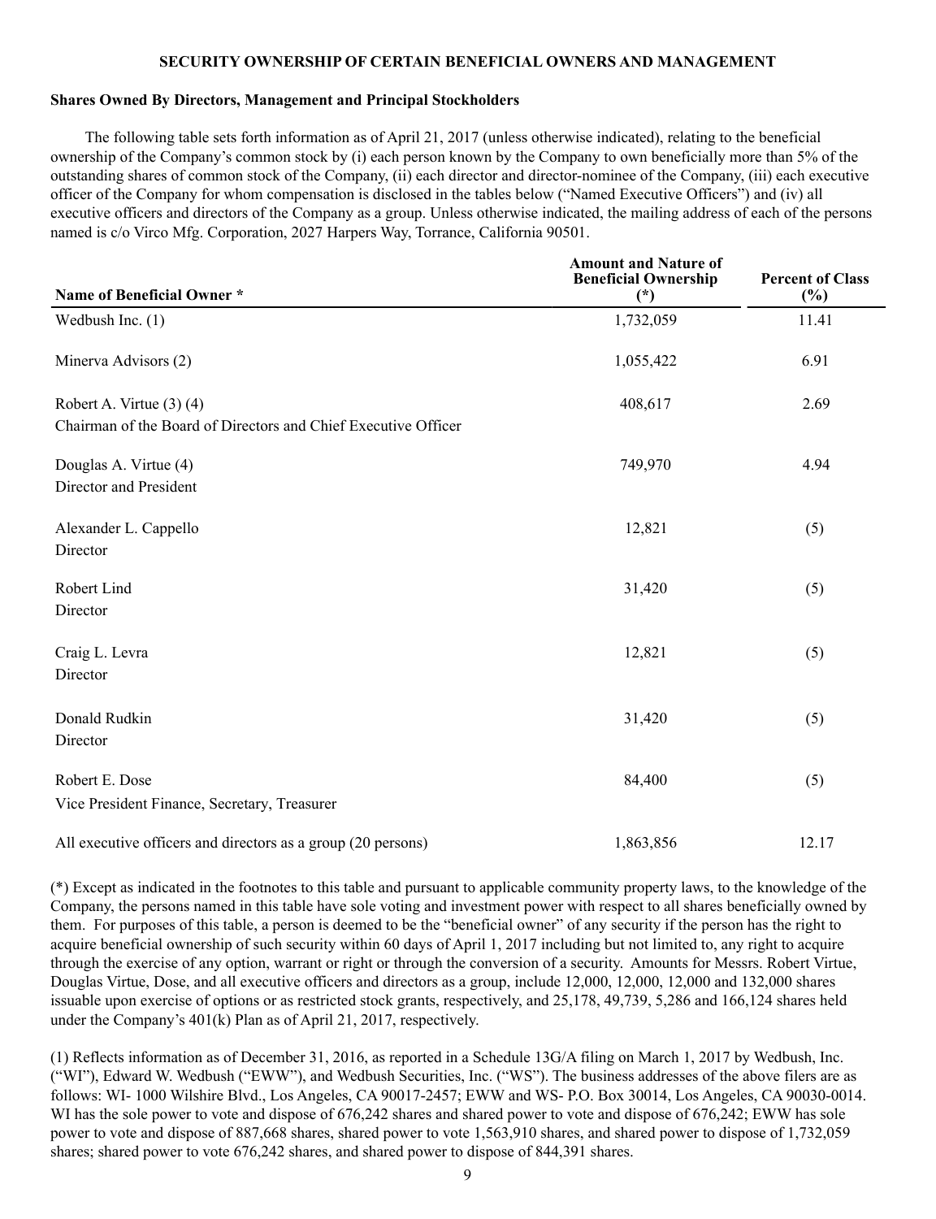## SECURITY OWNERSHIP OF CERTAIN BENEFICIAL OWNERS AND MANAGEMENT

### Shares Owned By Directors, Management and Principal Stockholders

The following table sets forth information as of April 21, 2017 (unless otherwise indicated), relating to the beneficial ownership of the Company's common stock by (i) each person known by the Company to own beneficially more than 5% of the outstanding shares of common stock of the Company, (ii) each director and director-nominee of the Company, (iii) each executive officer of the Company for whom compensation is disclosed in the tables below ("Named Executive Officers") and (iv) all executive officers and directors of the Company as a group. Unless otherwise indicated, the mailing address of each of the persons named is c/o Virco Mfg. Corporation, 2027 Harpers Way, Torrance, California 90501.

| Name of Beneficial Owner * | Amount and Nature of Beneficial Ownership (*) | Percent of Class (%) |
|---|---|---|
| Wedbush Inc. (1) | 1,732,059 | 11.41 |
| Minerva Advisors (2) | 1,055,422 | 6.91 |
| Robert A. Virtue (3) (4)<br>Chairman of the Board of Directors and Chief Executive Officer | 408,617 | 2.69 |
| Douglas A. Virtue (4)<br>Director and President | 749,970 | 4.94 |
| Alexander L. Cappello<br>Director | 12,821 | (5) |
| Robert Lind<br>Director | 31,420 | (5) |
| Craig L. Levra<br>Director | 12,821 | (5) |
| Donald Rudkin<br>Director | 31,420 | (5) |
| Robert E. Dose<br>Vice President Finance, Secretary, Treasurer | 84,400 | (5) |
| All executive officers and directors as a group (20 persons) | 1,863,856 | 12.17 |

(*) Except as indicated in the footnotes to this table and pursuant to applicable community property laws, to the knowledge of the Company, the persons named in this table have sole voting and investment power with respect to all shares beneficially owned by them. For purposes of this table, a person is deemed to be the "beneficial owner" of any security if the person has the right to acquire beneficial ownership of such security within 60 days of April 1, 2017 including but not limited to, any right to acquire through the exercise of any option, warrant or right or through the conversion of a security. Amounts for Messrs. Robert Virtue, Douglas Virtue, Dose, and all executive officers and directors as a group, include 12,000, 12,000, 12,000 and 132,000 shares issuable upon exercise of options or as restricted stock grants, respectively, and 25,178, 49,739, 5,286 and 166,124 shares held under the Company's 401(k) Plan as of April 21, 2017, respectively.

(1) Reflects information as of December 31, 2016, as reported in a Schedule 13G/A filing on March 1, 2017 by Wedbush, Inc. ("WI"), Edward W. Wedbush ("EWW"), and Wedbush Securities, Inc. ("WS"). The business addresses of the above filers are as follows: WI- 1000 Wilshire Blvd., Los Angeles, CA 90017-2457; EWW and WS- P.O. Box 30014, Los Angeles, CA 90030-0014. WI has the sole power to vote and dispose of 676,242 shares and shared power to vote and dispose of 676,242; EWW has sole power to vote and dispose of 887,668 shares, shared power to vote 1,563,910 shares, and shared power to dispose of 1,732,059 shares; shared power to vote 676,242 shares, and shared power to dispose of 844,391 shares.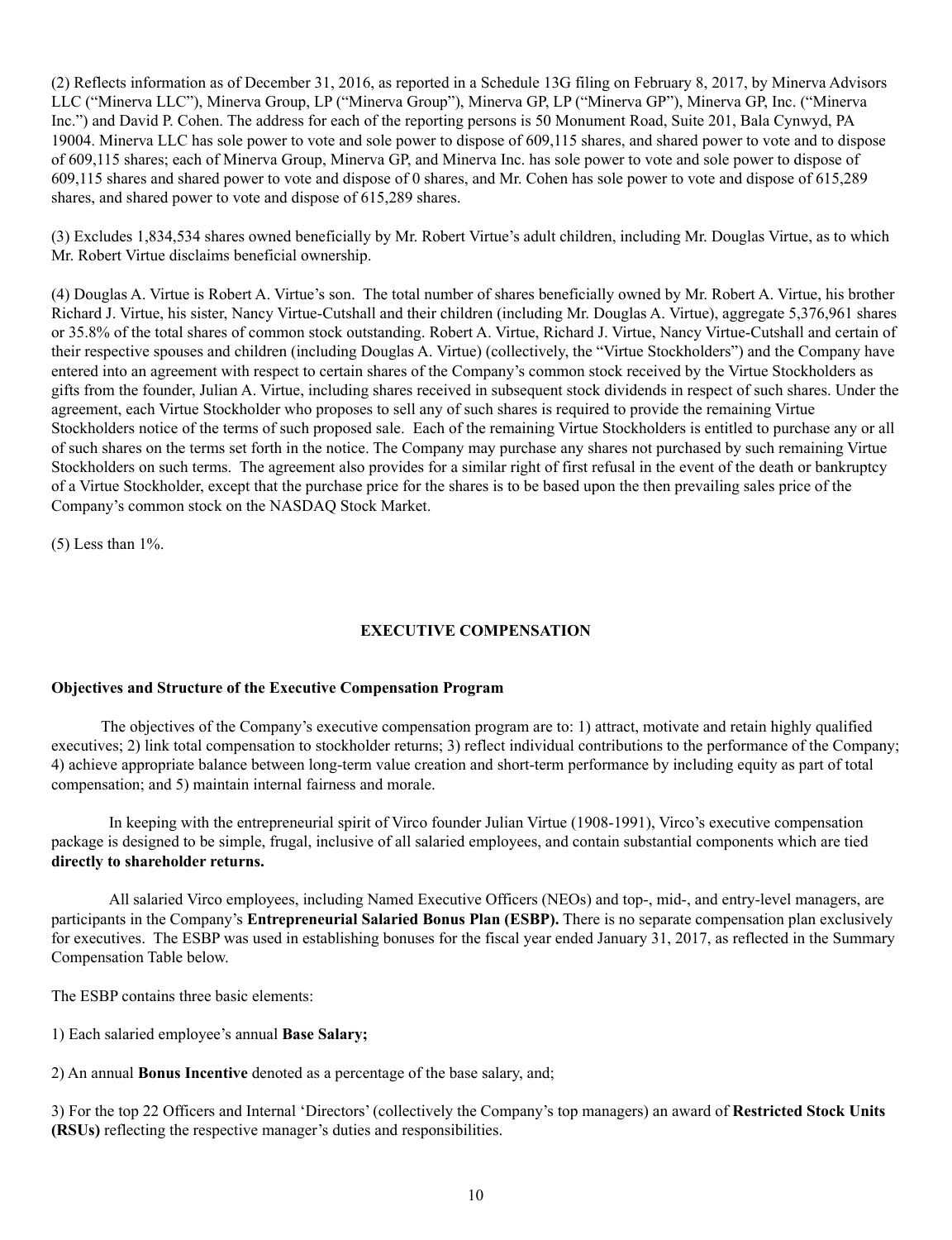(2) Reflects information as of December 31, 2016, as reported in a Schedule 13G filing on February 8, 2017, by Minerva Advisors LLC ("Minerva LLC"), Minerva Group, LP ("Minerva Group"), Minerva GP, LP ("Minerva GP"), Minerva GP, Inc. ("Minerva Inc.") and David P. Cohen. The address for each of the reporting persons is 50 Monument Road, Suite 201, Bala Cynwyd, PA 19004. Minerva LLC has sole power to vote and sole power to dispose of 609,115 shares, and shared power to vote and to dispose of 609,115 shares; each of Minerva Group, Minerva GP, and Minerva Inc. has sole power to vote and sole power to dispose of 609,115 shares and shared power to vote and dispose of 0 shares, and Mr. Cohen has sole power to vote and dispose of 615,289 shares, and shared power to vote and dispose of 615,289 shares.

(3) Excludes 1,834,534 shares owned beneficially by Mr. Robert Virtue's adult children, including Mr. Douglas Virtue, as to which Mr. Robert Virtue disclaims beneficial ownership.

(4) Douglas A. Virtue is Robert A. Virtue's son. The total number of shares beneficially owned by Mr. Robert A. Virtue, his brother Richard J. Virtue, his sister, Nancy Virtue-Cutshall and their children (including Mr. Douglas A. Virtue), aggregate 5,376,961 shares or 35.8% of the total shares of common stock outstanding. Robert A. Virtue, Richard J. Virtue, Nancy Virtue-Cutshall and certain of their respective spouses and children (including Douglas A. Virtue) (collectively, the "Virtue Stockholders") and the Company have entered into an agreement with respect to certain shares of the Company's common stock received by the Virtue Stockholders as gifts from the founder, Julian A. Virtue, including shares received in subsequent stock dividends in respect of such shares. Under the agreement, each Virtue Stockholder who proposes to sell any of such shares is required to provide the remaining Virtue Stockholders notice of the terms of such proposed sale. Each of the remaining Virtue Stockholders is entitled to purchase any or all of such shares on the terms set forth in the notice. The Company may purchase any shares not purchased by such remaining Virtue Stockholders on such terms. The agreement also provides for a similar right of first refusal in the event of the death or bankruptcy of a Virtue Stockholder, except that the purchase price for the shares is to be based upon the then prevailing sales price of the Company's common stock on the NASDAQ Stock Market.

(5) Less than 1%.

## EXECUTIVE COMPENSATION

### Objectives and Structure of the Executive Compensation Program

The objectives of the Company's executive compensation program are to: 1) attract, motivate and retain highly qualified executives; 2) link total compensation to stockholder returns; 3) reflect individual contributions to the performance of the Company; 4) achieve appropriate balance between long-term value creation and short-term performance by including equity as part of total compensation; and 5) maintain internal fairness and morale.

In keeping with the entrepreneurial spirit of Virco founder Julian Virtue (1908-1991), Virco's executive compensation package is designed to be simple, frugal, inclusive of all salaried employees, and contain substantial components which are tied **directly to shareholder returns.**

All salaried Virco employees, including Named Executive Officers (NEOs) and top-, mid-, and entry-level managers, are participants in the Company's **Entrepreneurial Salaried Bonus Plan (ESBP).** There is no separate compensation plan exclusively for executives. The ESBP was used in establishing bonuses for the fiscal year ended January 31, 2017, as reflected in the Summary Compensation Table below.

The ESBP contains three basic elements:

1) Each salaried employee's annual **Base Salary;**

2) An annual **Bonus Incentive** denoted as a percentage of the base salary, and;

3) For the top 22 Officers and Internal 'Directors' (collectively the Company's top managers) an award of **Restricted Stock Units (RSUs)** reflecting the respective manager's duties and responsibilities.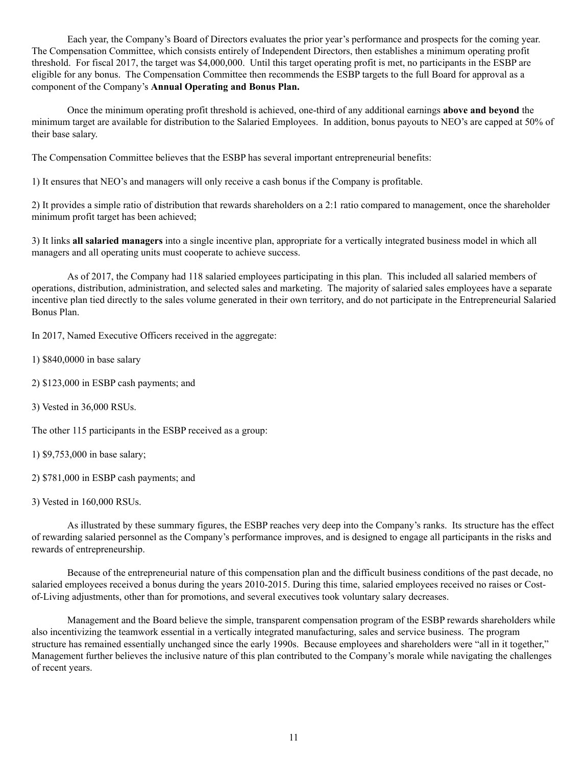Each year, the Company's Board of Directors evaluates the prior year's performance and prospects for the coming year. The Compensation Committee, which consists entirely of Independent Directors, then establishes a minimum operating profit threshold. For fiscal 2017, the target was $4,000,000. Until this target operating profit is met, no participants in the ESBP are eligible for any bonus. The Compensation Committee then recommends the ESBP targets to the full Board for approval as a component of the Company's **Annual Operating and Bonus Plan.**

Once the minimum operating profit threshold is achieved, one-third of any additional earnings **above and beyond** the minimum target are available for distribution to the Salaried Employees. In addition, bonus payouts to NEO's are capped at 50% of their base salary.

The Compensation Committee believes that the ESBP has several important entrepreneurial benefits:

1) It ensures that NEO's and managers will only receive a cash bonus if the Company is profitable.

2) It provides a simple ratio of distribution that rewards shareholders on a 2:1 ratio compared to management, once the shareholder minimum profit target has been achieved;

3) It links **all salaried managers** into a single incentive plan, appropriate for a vertically integrated business model in which all managers and all operating units must cooperate to achieve success.

As of 2017, the Company had 118 salaried employees participating in this plan. This included all salaried members of operations, distribution, administration, and selected sales and marketing. The majority of salaried sales employees have a separate incentive plan tied directly to the sales volume generated in their own territory, and do not participate in the Entrepreneurial Salaried Bonus Plan.

In 2017, Named Executive Officers received in the aggregate:

1) $840,0000 in base salary

2) $123,000 in ESBP cash payments; and

3) Vested in 36,000 RSUs.

The other 115 participants in the ESBP received as a group:

1) $9,753,000 in base salary;

2) $781,000 in ESBP cash payments; and

3) Vested in 160,000 RSUs.

As illustrated by these summary figures, the ESBP reaches very deep into the Company's ranks. Its structure has the effect of rewarding salaried personnel as the Company's performance improves, and is designed to engage all participants in the risks and rewards of entrepreneurship.

Because of the entrepreneurial nature of this compensation plan and the difficult business conditions of the past decade, no salaried employees received a bonus during the years 2010-2015. During this time, salaried employees received no raises or Cost-of-Living adjustments, other than for promotions, and several executives took voluntary salary decreases.

Management and the Board believe the simple, transparent compensation program of the ESBP rewards shareholders while also incentivizing the teamwork essential in a vertically integrated manufacturing, sales and service business. The program structure has remained essentially unchanged since the early 1990s. Because employees and shareholders were "all in it together," Management further believes the inclusive nature of this plan contributed to the Company's morale while navigating the challenges of recent years.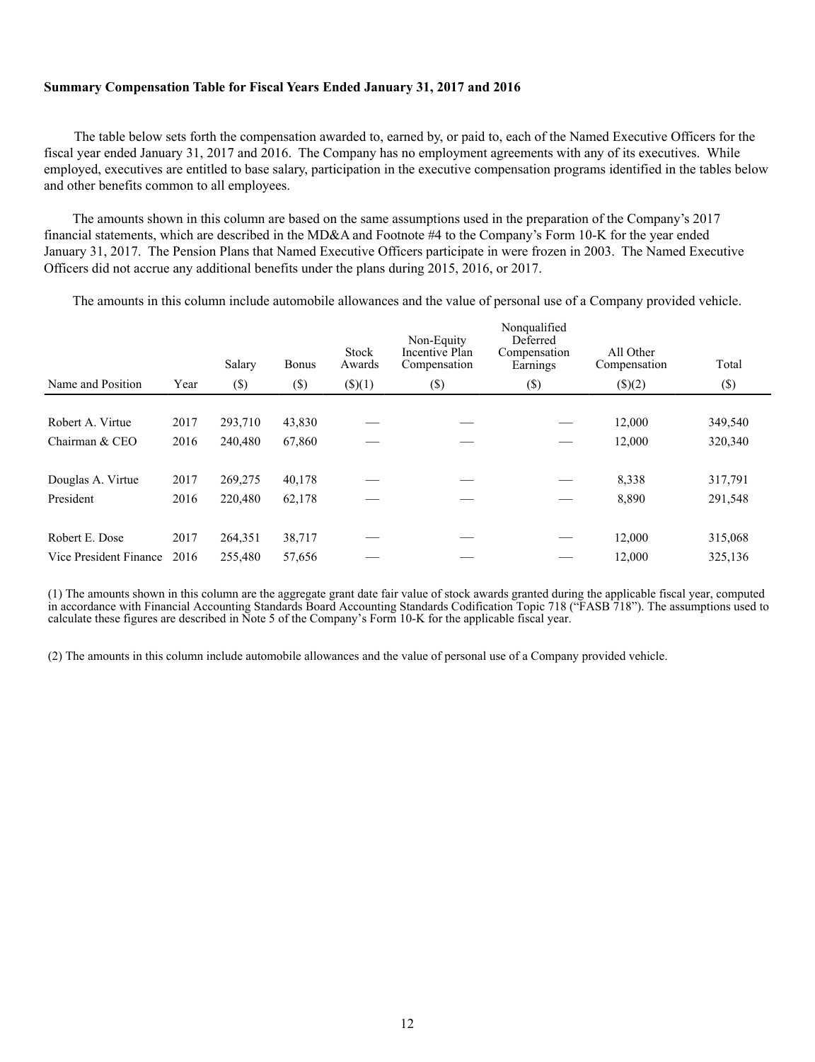**Summary Compensation Table for Fiscal Years Ended January 31, 2017 and 2016**

The table below sets forth the compensation awarded to, earned by, or paid to, each of the Named Executive Officers for the fiscal year ended January 31, 2017 and 2016. The Company has no employment agreements with any of its executives. While employed, executives are entitled to base salary, participation in the executive compensation programs identified in the tables below and other benefits common to all employees.

The amounts shown in this column are based on the same assumptions used in the preparation of the Company's 2017 financial statements, which are described in the MD&A and Footnote #4 to the Company's Form 10-K for the year ended January 31, 2017. The Pension Plans that Named Executive Officers participate in were frozen in 2003. The Named Executive Officers did not accrue any additional benefits under the plans during 2015, 2016, or 2017.

The amounts in this column include automobile allowances and the value of personal use of a Company provided vehicle.

| Name and Position | Year | Salary ($) | Bonus ($) | Stock Awards ($)(1) | Non-Equity Incentive Plan Compensation ($) | Nonqualified Deferred Compensation Earnings ($) | All Other Compensation ($)(2) | Total ($) |
|---|---|---|---|---|---|---|---|---|
| Robert A. Virtue | 2017 | 293,710 | 43,830 | — | — | — | 12,000 | 349,540 |
| Chairman & CEO | 2016 | 240,480 | 67,860 | — | — | — | 12,000 | 320,340 |
| Douglas A. Virtue | 2017 | 269,275 | 40,178 | — | — | — | 8,338 | 317,791 |
| President | 2016 | 220,480 | 62,178 | — | — | — | 8,890 | 291,548 |
| Robert E. Dose | 2017 | 264,351 | 38,717 | — | — | — | 12,000 | 315,068 |
| Vice President Finance | 2016 | 255,480 | 57,656 | — | — | — | 12,000 | 325,136 |

(1) The amounts shown in this column are the aggregate grant date fair value of stock awards granted during the applicable fiscal year, computed in accordance with Financial Accounting Standards Board Accounting Standards Codification Topic 718 ("FASB 718"). The assumptions used to calculate these figures are described in Note 5 of the Company's Form 10-K for the applicable fiscal year.

(2) The amounts in this column include automobile allowances and the value of personal use of a Company provided vehicle.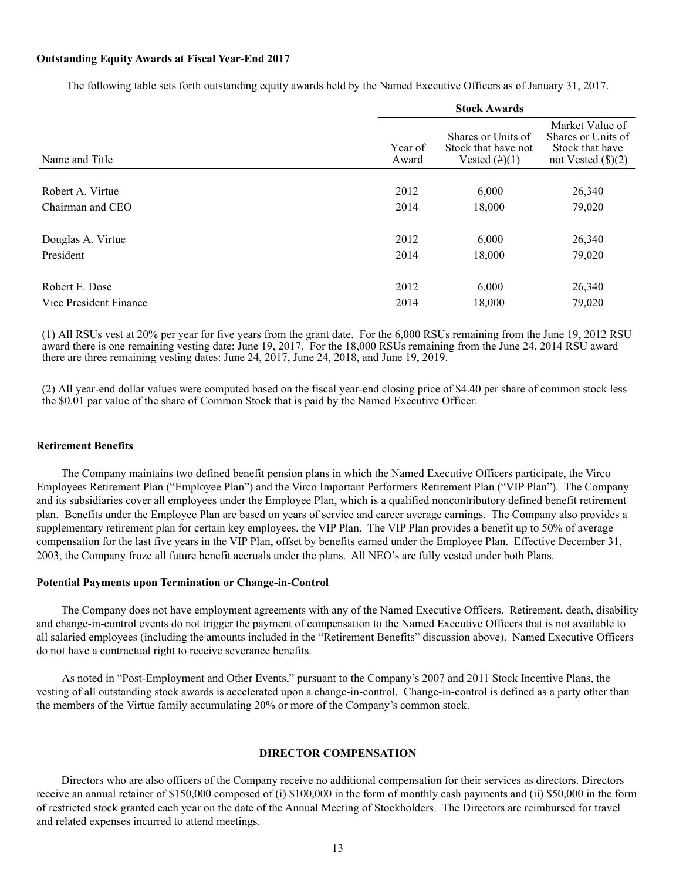**Outstanding Equity Awards at Fiscal Year-End 2017**

The following table sets forth outstanding equity awards held by the Named Executive Officers as of January 31, 2017.

| | Stock Awards | | |
|---|---|---|---|
| Name and Title | Year of Award | Shares or Units of Stock that have not Vested (#)(1) | Market Value of Shares or Units of Stock that have not Vested ($)(2) |
| Robert A. Virtue | 2012 | 6,000 | 26,340 |
| Chairman and CEO | 2014 | 18,000 | 79,020 |
| Douglas A. Virtue | 2012 | 6,000 | 26,340 |
| President | 2014 | 18,000 | 79,020 |
| Robert E. Dose | 2012 | 6,000 | 26,340 |
| Vice President Finance | 2014 | 18,000 | 79,020 |

(1) All RSUs vest at 20% per year for five years from the grant date. For the 6,000 RSUs remaining from the June 19, 2012 RSU award there is one remaining vesting date: June 19, 2017. For the 18,000 RSUs remaining from the June 24, 2014 RSU award there are three remaining vesting dates: June 24, 2017, June 24, 2018, and June 19, 2019.

(2) All year-end dollar values were computed based on the fiscal year-end closing price of $4.40 per share of common stock less the $0.01 par value of the share of Common Stock that is paid by the Named Executive Officer.

**Retirement Benefits**

The Company maintains two defined benefit pension plans in which the Named Executive Officers participate, the Virco Employees Retirement Plan ("Employee Plan") and the Virco Important Performers Retirement Plan ("VIP Plan"). The Company and its subsidiaries cover all employees under the Employee Plan, which is a qualified noncontributory defined benefit retirement plan. Benefits under the Employee Plan are based on years of service and career average earnings. The Company also provides a supplementary retirement plan for certain key employees, the VIP Plan. The VIP Plan provides a benefit up to 50% of average compensation for the last five years in the VIP Plan, offset by benefits earned under the Employee Plan. Effective December 31, 2003, the Company froze all future benefit accruals under the plans. All NEO's are fully vested under both Plans.

**Potential Payments upon Termination or Change-in-Control**

The Company does not have employment agreements with any of the Named Executive Officers. Retirement, death, disability and change-in-control events do not trigger the payment of compensation to the Named Executive Officers that is not available to all salaried employees (including the amounts included in the "Retirement Benefits" discussion above). Named Executive Officers do not have a contractual right to receive severance benefits.

As noted in "Post-Employment and Other Events," pursuant to the Company's 2007 and 2011 Stock Incentive Plans, the vesting of all outstanding stock awards is accelerated upon a change-in-control. Change-in-control is defined as a party other than the members of the Virtue family accumulating 20% or more of the Company's common stock.

**DIRECTOR COMPENSATION**

Directors who are also officers of the Company receive no additional compensation for their services as directors. Directors receive an annual retainer of $150,000 composed of (i) $100,000 in the form of monthly cash payments and (ii) $50,000 in the form of restricted stock granted each year on the date of the Annual Meeting of Stockholders. The Directors are reimbursed for travel and related expenses incurred to attend meetings.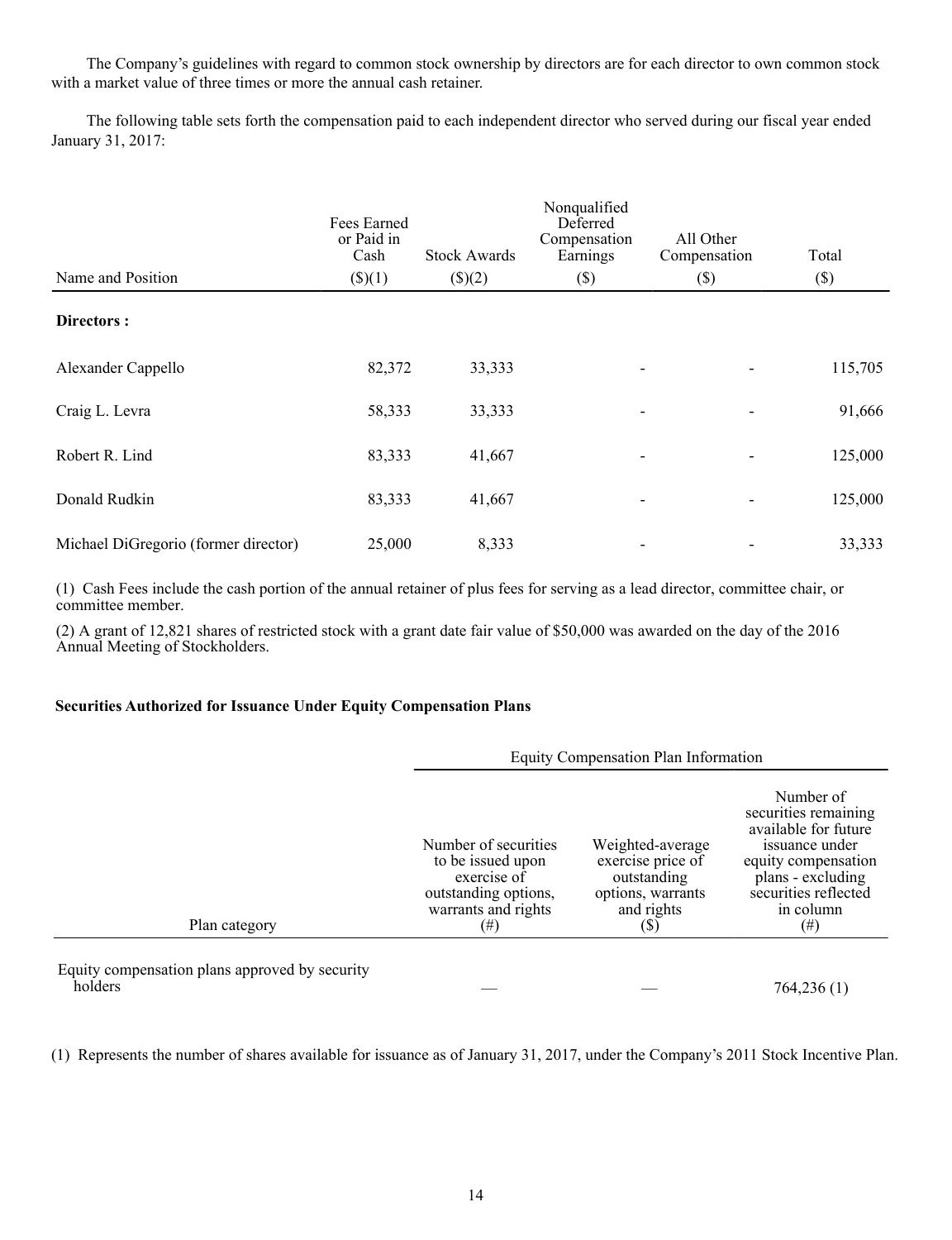The Company's guidelines with regard to common stock ownership by directors are for each director to own common stock with a market value of three times or more the annual cash retainer.

The following table sets forth the compensation paid to each independent director who served during our fiscal year ended January 31, 2017:

| Name and Position | Fees Earned or Paid in Cash ($)(1) | Stock Awards ($)(2) | Nonqualified Deferred Compensation Earnings ($) | All Other Compensation ($) | Total ($) |
|---|---|---|---|---|---|
| **Directors :** | | | | | |
| Alexander Cappello | 82,372 | 33,333 | - | - | 115,705 |
| Craig L. Levra | 58,333 | 33,333 | - | - | 91,666 |
| Robert R. Lind | 83,333 | 41,667 | - | - | 125,000 |
| Donald Rudkin | 83,333 | 41,667 | - | - | 125,000 |
| Michael DiGregorio (former director) | 25,000 | 8,333 | - | - | 33,333 |

(1) Cash Fees include the cash portion of the annual retainer of plus fees for serving as a lead director, committee chair, or committee member.

(2) A grant of 12,821 shares of restricted stock with a grant date fair value of $50,000 was awarded on the day of the 2016 Annual Meeting of Stockholders.

### Securities Authorized for Issuance Under Equity Compensation Plans

| | Equity Compensation Plan Information | | |
|---|---|---|---|
| Plan category | Number of securities to be issued upon exercise of outstanding options, warrants and rights (#) | Weighted-average exercise price of outstanding options, warrants and rights ($) | Number of securities remaining available for future issuance under equity compensation plans - excluding securities reflected in column (#) |
| Equity compensation plans approved by security holders | — | — | 764,236 (1) |

(1) Represents the number of shares available for issuance as of January 31, 2017, under the Company's 2011 Stock Incentive Plan.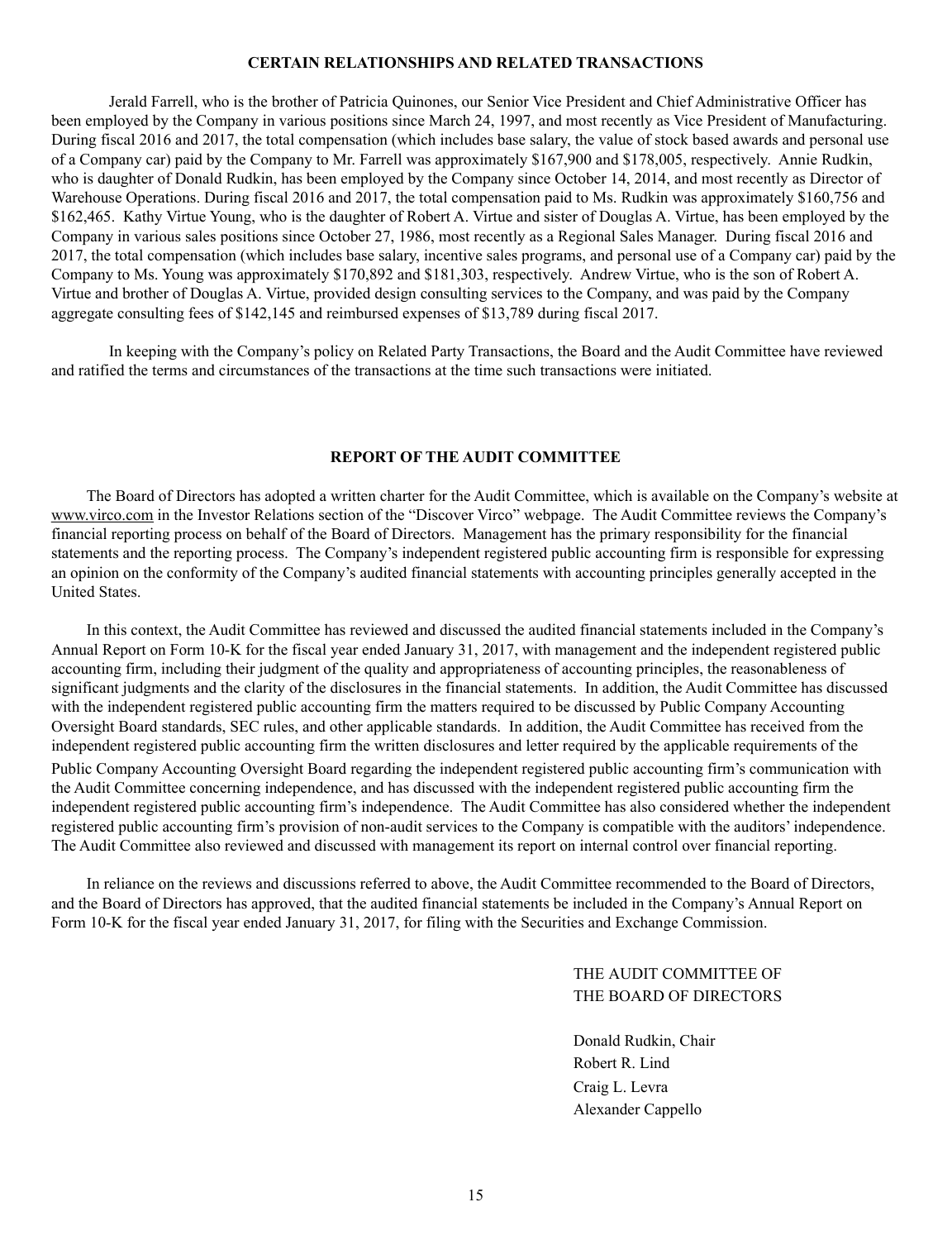## CERTAIN RELATIONSHIPS AND RELATED TRANSACTIONS

Jerald Farrell, who is the brother of Patricia Quinones, our Senior Vice President and Chief Administrative Officer has been employed by the Company in various positions since March 24, 1997, and most recently as Vice President of Manufacturing. During fiscal 2016 and 2017, the total compensation (which includes base salary, the value of stock based awards and personal use of a Company car) paid by the Company to Mr. Farrell was approximately $167,900 and $178,005, respectively. Annie Rudkin, who is daughter of Donald Rudkin, has been employed by the Company since October 14, 2014, and most recently as Director of Warehouse Operations. During fiscal 2016 and 2017, the total compensation paid to Ms. Rudkin was approximately $160,756 and $162,465. Kathy Virtue Young, who is the daughter of Robert A. Virtue and sister of Douglas A. Virtue, has been employed by the Company in various sales positions since October 27, 1986, most recently as a Regional Sales Manager. During fiscal 2016 and 2017, the total compensation (which includes base salary, incentive sales programs, and personal use of a Company car) paid by the Company to Ms. Young was approximately $170,892 and $181,303, respectively. Andrew Virtue, who is the son of Robert A. Virtue and brother of Douglas A. Virtue, provided design consulting services to the Company, and was paid by the Company aggregate consulting fees of $142,145 and reimbursed expenses of $13,789 during fiscal 2017.

In keeping with the Company's policy on Related Party Transactions, the Board and the Audit Committee have reviewed and ratified the terms and circumstances of the transactions at the time such transactions were initiated.

## REPORT OF THE AUDIT COMMITTEE

The Board of Directors has adopted a written charter for the Audit Committee, which is available on the Company's website at www.virco.com in the Investor Relations section of the "Discover Virco" webpage. The Audit Committee reviews the Company's financial reporting process on behalf of the Board of Directors. Management has the primary responsibility for the financial statements and the reporting process. The Company's independent registered public accounting firm is responsible for expressing an opinion on the conformity of the Company's audited financial statements with accounting principles generally accepted in the United States.

In this context, the Audit Committee has reviewed and discussed the audited financial statements included in the Company's Annual Report on Form 10-K for the fiscal year ended January 31, 2017, with management and the independent registered public accounting firm, including their judgment of the quality and appropriateness of accounting principles, the reasonableness of significant judgments and the clarity of the disclosures in the financial statements. In addition, the Audit Committee has discussed with the independent registered public accounting firm the matters required to be discussed by Public Company Accounting Oversight Board standards, SEC rules, and other applicable standards. In addition, the Audit Committee has received from the independent registered public accounting firm the written disclosures and letter required by the applicable requirements of the Public Company Accounting Oversight Board regarding the independent registered public accounting firm's communication with the Audit Committee concerning independence, and has discussed with the independent registered public accounting firm the independent registered public accounting firm's independence. The Audit Committee has also considered whether the independent registered public accounting firm's provision of non-audit services to the Company is compatible with the auditors' independence. The Audit Committee also reviewed and discussed with management its report on internal control over financial reporting.

In reliance on the reviews and discussions referred to above, the Audit Committee recommended to the Board of Directors, and the Board of Directors has approved, that the audited financial statements be included in the Company's Annual Report on Form 10-K for the fiscal year ended January 31, 2017, for filing with the Securities and Exchange Commission.

THE AUDIT COMMITTEE OF
THE BOARD OF DIRECTORS

Donald Rudkin, Chair
Robert R. Lind
Craig L. Levra
Alexander Cappello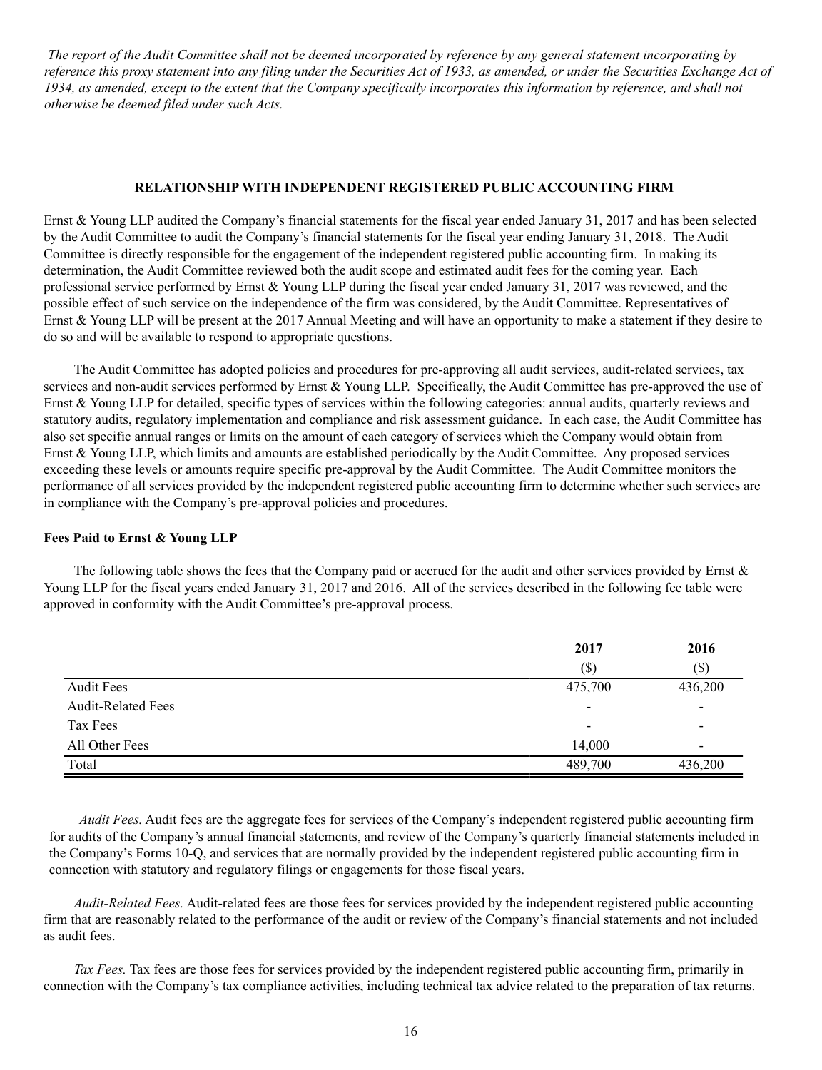*The report of the Audit Committee shall not be deemed incorporated by reference by any general statement incorporating by reference this proxy statement into any filing under the Securities Act of 1933, as amended, or under the Securities Exchange Act of 1934, as amended, except to the extent that the Company specifically incorporates this information by reference, and shall not otherwise be deemed filed under such Acts.*

## RELATIONSHIP WITH INDEPENDENT REGISTERED PUBLIC ACCOUNTING FIRM

Ernst & Young LLP audited the Company's financial statements for the fiscal year ended January 31, 2017 and has been selected by the Audit Committee to audit the Company's financial statements for the fiscal year ending January 31, 2018. The Audit Committee is directly responsible for the engagement of the independent registered public accounting firm. In making its determination, the Audit Committee reviewed both the audit scope and estimated audit fees for the coming year. Each professional service performed by Ernst & Young LLP during the fiscal year ended January 31, 2017 was reviewed, and the possible effect of such service on the independence of the firm was considered, by the Audit Committee. Representatives of Ernst & Young LLP will be present at the 2017 Annual Meeting and will have an opportunity to make a statement if they desire to do so and will be available to respond to appropriate questions.

The Audit Committee has adopted policies and procedures for pre-approving all audit services, audit-related services, tax services and non-audit services performed by Ernst & Young LLP. Specifically, the Audit Committee has pre-approved the use of Ernst & Young LLP for detailed, specific types of services within the following categories: annual audits, quarterly reviews and statutory audits, regulatory implementation and compliance and risk assessment guidance. In each case, the Audit Committee has also set specific annual ranges or limits on the amount of each category of services which the Company would obtain from Ernst & Young LLP, which limits and amounts are established periodically by the Audit Committee. Any proposed services exceeding these levels or amounts require specific pre-approval by the Audit Committee. The Audit Committee monitors the performance of all services provided by the independent registered public accounting firm to determine whether such services are in compliance with the Company's pre-approval policies and procedures.

### Fees Paid to Ernst & Young LLP

The following table shows the fees that the Company paid or accrued for the audit and other services provided by Ernst & Young LLP for the fiscal years ended January 31, 2017 and 2016. All of the services described in the following fee table were approved in conformity with the Audit Committee's pre-approval process.

| | 2017 ($) | 2016 ($) |
|---|---|---|
| Audit Fees | 475,700 | 436,200 |
| Audit-Related Fees | - | - |
| Tax Fees | - | - |
| All Other Fees | 14,000 | - |
| Total | 489,700 | 436,200 |

*Audit Fees.* Audit fees are the aggregate fees for services of the Company's independent registered public accounting firm for audits of the Company's annual financial statements, and review of the Company's quarterly financial statements included in the Company's Forms 10-Q, and services that are normally provided by the independent registered public accounting firm in connection with statutory and regulatory filings or engagements for those fiscal years.

*Audit-Related Fees.* Audit-related fees are those fees for services provided by the independent registered public accounting firm that are reasonably related to the performance of the audit or review of the Company's financial statements and not included as audit fees.

*Tax Fees.* Tax fees are those fees for services provided by the independent registered public accounting firm, primarily in connection with the Company's tax compliance activities, including technical tax advice related to the preparation of tax returns.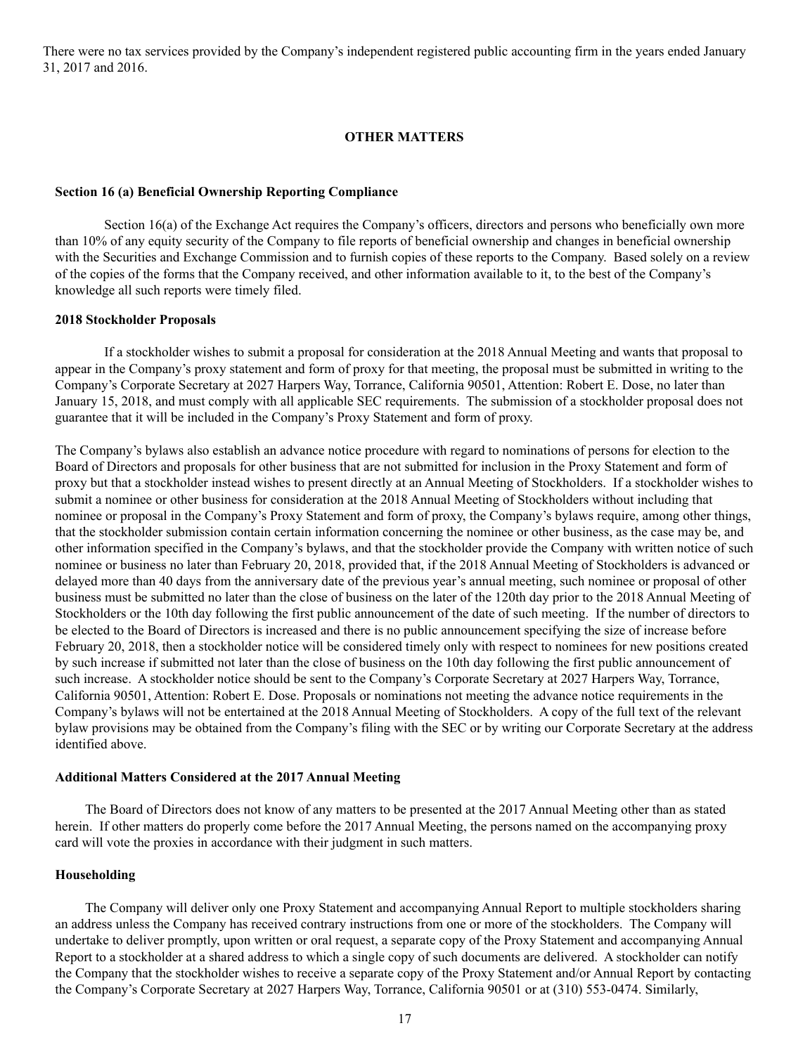There were no tax services provided by the Company's independent registered public accounting firm in the years ended January 31, 2017 and 2016.

## OTHER MATTERS

### Section 16 (a) Beneficial Ownership Reporting Compliance

Section 16(a) of the Exchange Act requires the Company's officers, directors and persons who beneficially own more than 10% of any equity security of the Company to file reports of beneficial ownership and changes in beneficial ownership with the Securities and Exchange Commission and to furnish copies of these reports to the Company. Based solely on a review of the copies of the forms that the Company received, and other information available to it, to the best of the Company's knowledge all such reports were timely filed.

### 2018 Stockholder Proposals

If a stockholder wishes to submit a proposal for consideration at the 2018 Annual Meeting and wants that proposal to appear in the Company's proxy statement and form of proxy for that meeting, the proposal must be submitted in writing to the Company's Corporate Secretary at 2027 Harpers Way, Torrance, California 90501, Attention: Robert E. Dose, no later than January 15, 2018, and must comply with all applicable SEC requirements. The submission of a stockholder proposal does not guarantee that it will be included in the Company's Proxy Statement and form of proxy.

The Company's bylaws also establish an advance notice procedure with regard to nominations of persons for election to the Board of Directors and proposals for other business that are not submitted for inclusion in the Proxy Statement and form of proxy but that a stockholder instead wishes to present directly at an Annual Meeting of Stockholders. If a stockholder wishes to submit a nominee or other business for consideration at the 2018 Annual Meeting of Stockholders without including that nominee or proposal in the Company's Proxy Statement and form of proxy, the Company's bylaws require, among other things, that the stockholder submission contain certain information concerning the nominee or other business, as the case may be, and other information specified in the Company's bylaws, and that the stockholder provide the Company with written notice of such nominee or business no later than February 20, 2018, provided that, if the 2018 Annual Meeting of Stockholders is advanced or delayed more than 40 days from the anniversary date of the previous year's annual meeting, such nominee or proposal of other business must be submitted no later than the close of business on the later of the 120th day prior to the 2018 Annual Meeting of Stockholders or the 10th day following the first public announcement of the date of such meeting. If the number of directors to be elected to the Board of Directors is increased and there is no public announcement specifying the size of increase before February 20, 2018, then a stockholder notice will be considered timely only with respect to nominees for new positions created by such increase if submitted not later than the close of business on the 10th day following the first public announcement of such increase. A stockholder notice should be sent to the Company's Corporate Secretary at 2027 Harpers Way, Torrance, California 90501, Attention: Robert E. Dose. Proposals or nominations not meeting the advance notice requirements in the Company's bylaws will not be entertained at the 2018 Annual Meeting of Stockholders. A copy of the full text of the relevant bylaw provisions may be obtained from the Company's filing with the SEC or by writing our Corporate Secretary at the address identified above.

### Additional Matters Considered at the 2017 Annual Meeting

The Board of Directors does not know of any matters to be presented at the 2017 Annual Meeting other than as stated herein. If other matters do properly come before the 2017 Annual Meeting, the persons named on the accompanying proxy card will vote the proxies in accordance with their judgment in such matters.

### Householding

The Company will deliver only one Proxy Statement and accompanying Annual Report to multiple stockholders sharing an address unless the Company has received contrary instructions from one or more of the stockholders. The Company will undertake to deliver promptly, upon written or oral request, a separate copy of the Proxy Statement and accompanying Annual Report to a stockholder at a shared address to which a single copy of such documents are delivered. A stockholder can notify the Company that the stockholder wishes to receive a separate copy of the Proxy Statement and/or Annual Report by contacting the Company's Corporate Secretary at 2027 Harpers Way, Torrance, California 90501 or at (310) 553-0474. Similarly,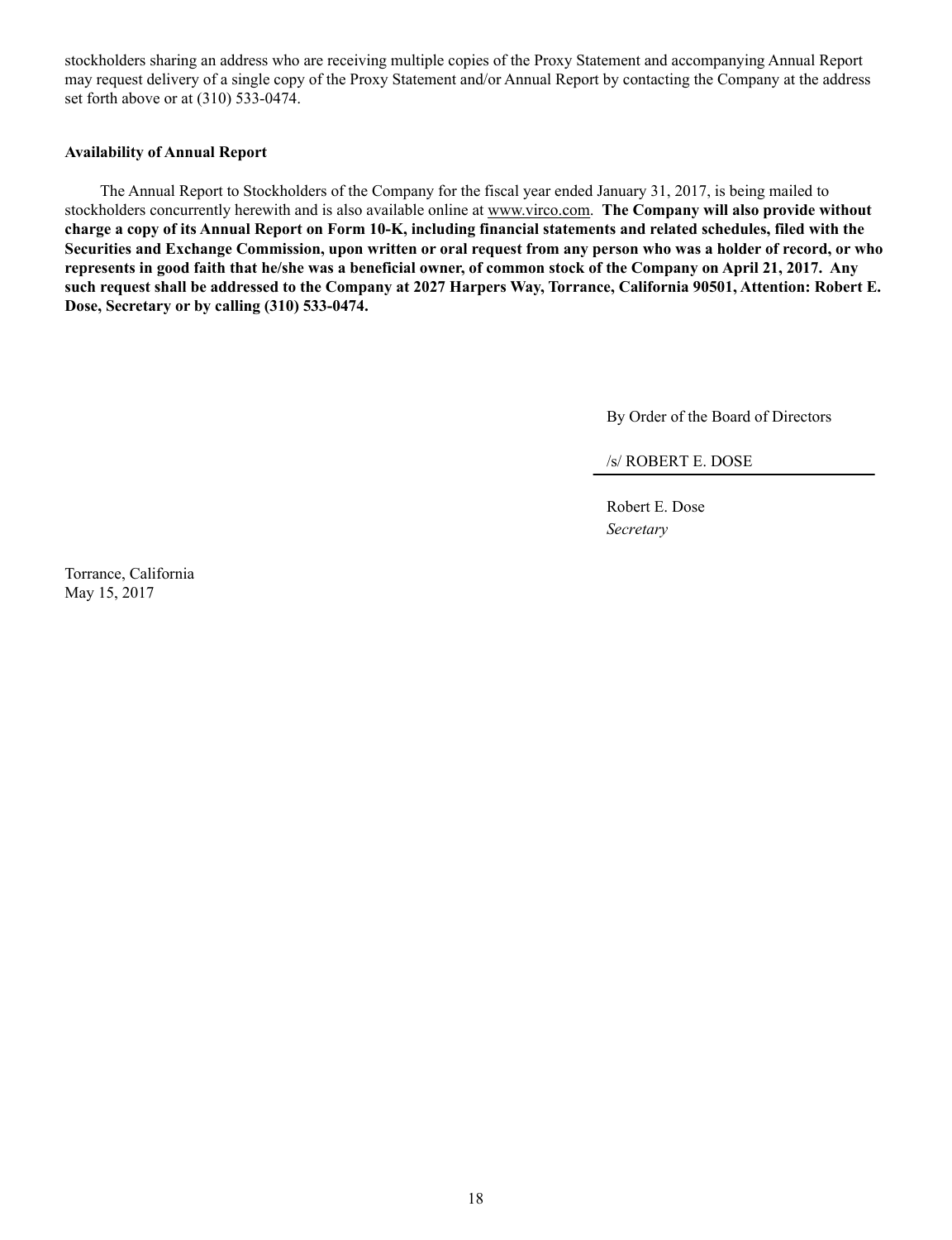stockholders sharing an address who are receiving multiple copies of the Proxy Statement and accompanying Annual Report may request delivery of a single copy of the Proxy Statement and/or Annual Report by contacting the Company at the address set forth above or at (310) 533-0474.

**Availability of Annual Report**

The Annual Report to Stockholders of the Company for the fiscal year ended January 31, 2017, is being mailed to stockholders concurrently herewith and is also available online at www.virco.com. **The Company will also provide without charge a copy of its Annual Report on Form 10-K, including financial statements and related schedules, filed with the Securities and Exchange Commission, upon written or oral request from any person who was a holder of record, or who represents in good faith that he/she was a beneficial owner, of common stock of the Company on April 21, 2017. Any such request shall be addressed to the Company at 2027 Harpers Way, Torrance, California 90501, Attention: Robert E. Dose, Secretary or by calling (310) 533-0474.**

By Order of the Board of Directors

/s/ ROBERT E. DOSE

Robert E. Dose
*Secretary*

Torrance, California
May 15, 2017